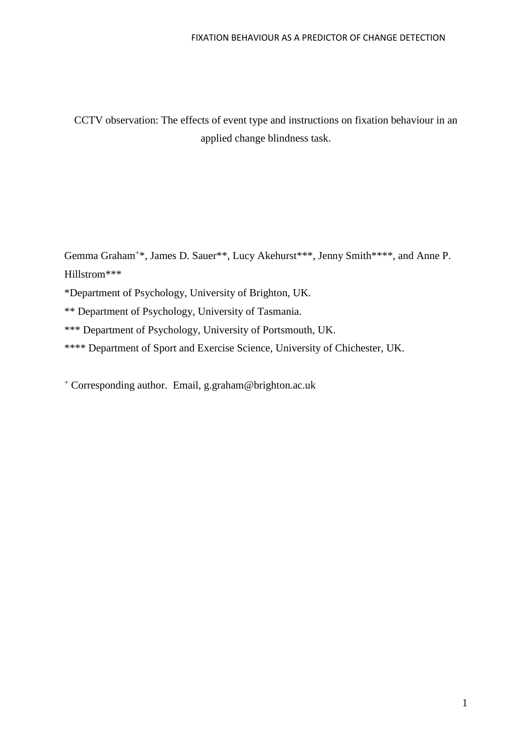# CCTV observation: The effects of event type and instructions on fixation behaviour in an applied change blindness task.

Gemma Graham+*, James D. Sauer**, Lucy Akehurst***, Jenny Smith****, and Anne P. Hillstrom***

*Department of Psychology, University of Brighton, UK.

** Department of Psychology, University of Tasmania.

*** Department of Psychology, University of Portsmouth, UK.

**** Department of Sport and Exercise Science, University of Chichester, UK.

+ Corresponding author. Email, g.graham@brighton.ac.uk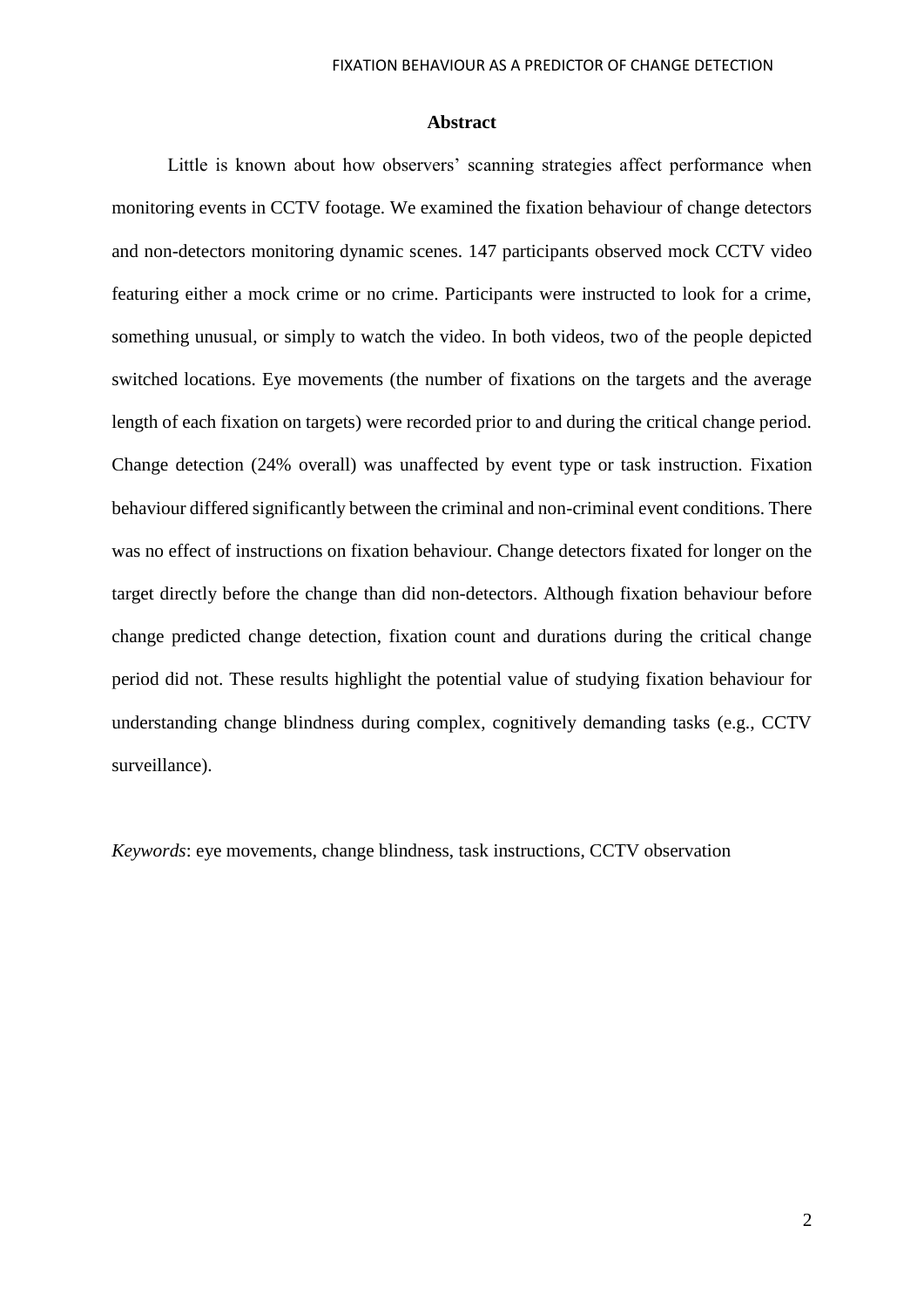## Abstract

Little is known about how observers' scanning strategies affect performance when monitoring events in CCTV footage. We examined the fixation behaviour of change detectors and non-detectors monitoring dynamic scenes. 147 participants observed mock CCTV video featuring either a mock crime or no crime. Participants were instructed to look for a crime, something unusual, or simply to watch the video. In both videos, two of the people depicted switched locations. Eye movements (the number of fixations on the targets and the average length of each fixation on targets) were recorded prior to and during the critical change period. Change detection (24% overall) was unaffected by event type or task instruction. Fixation behaviour differed significantly between the criminal and non-criminal event conditions. There was no effect of instructions on fixation behaviour. Change detectors fixated for longer on the target directly before the change than did non-detectors. Although fixation behaviour before change predicted change detection, fixation count and durations during the critical change period did not. These results highlight the potential value of studying fixation behaviour for understanding change blindness during complex, cognitively demanding tasks (e.g., CCTV surveillance).

*Keywords*: eye movements, change blindness, task instructions, CCTV observation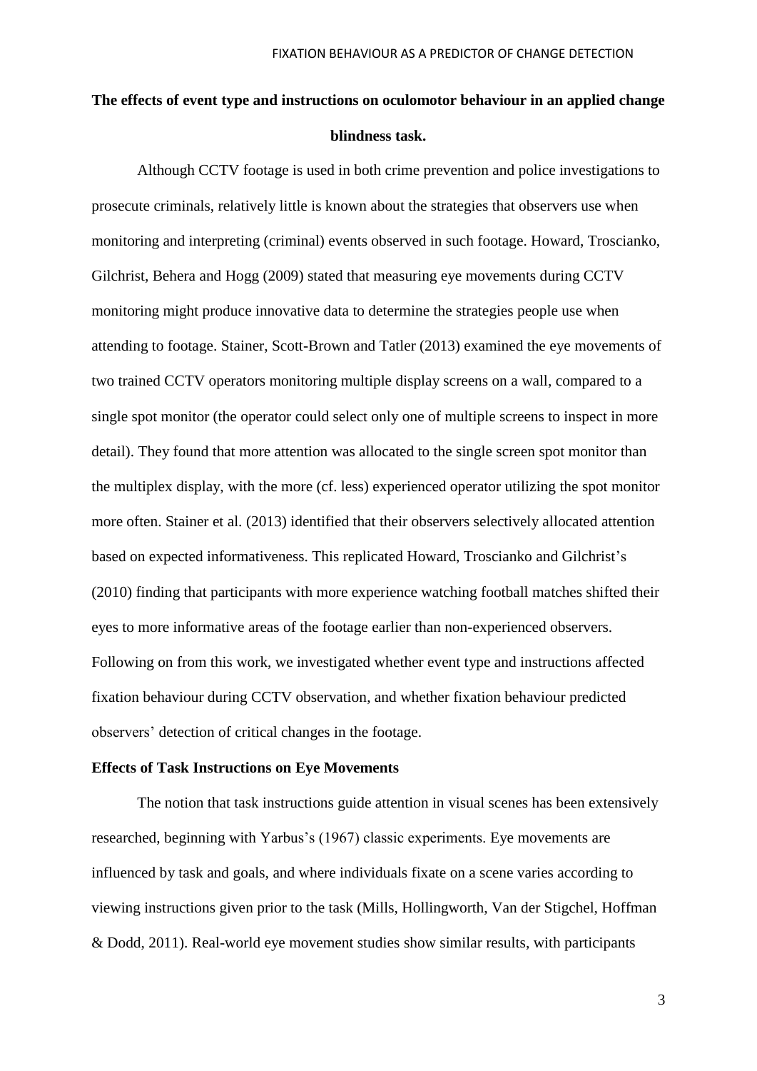**The effects of event type and instructions on oculomotor behaviour in an applied change blindness task.**

Although CCTV footage is used in both crime prevention and police investigations to prosecute criminals, relatively little is known about the strategies that observers use when monitoring and interpreting (criminal) events observed in such footage. Howard, Troscianko, Gilchrist, Behera and Hogg (2009) stated that measuring eye movements during CCTV monitoring might produce innovative data to determine the strategies people use when attending to footage. Stainer, Scott-Brown and Tatler (2013) examined the eye movements of two trained CCTV operators monitoring multiple display screens on a wall, compared to a single spot monitor (the operator could select only one of multiple screens to inspect in more detail). They found that more attention was allocated to the single screen spot monitor than the multiplex display, with the more (cf. less) experienced operator utilizing the spot monitor more often. Stainer et al. (2013) identified that their observers selectively allocated attention based on expected informativeness. This replicated Howard, Troscianko and Gilchrist's (2010) finding that participants with more experience watching football matches shifted their eyes to more informative areas of the footage earlier than non-experienced observers. Following on from this work, we investigated whether event type and instructions affected fixation behaviour during CCTV observation, and whether fixation behaviour predicted observers' detection of critical changes in the footage.

**Effects of Task Instructions on Eye Movements**

The notion that task instructions guide attention in visual scenes has been extensively researched, beginning with Yarbus's (1967) classic experiments. Eye movements are influenced by task and goals, and where individuals fixate on a scene varies according to viewing instructions given prior to the task (Mills, Hollingworth, Van der Stigchel, Hoffman & Dodd, 2011). Real-world eye movement studies show similar results, with participants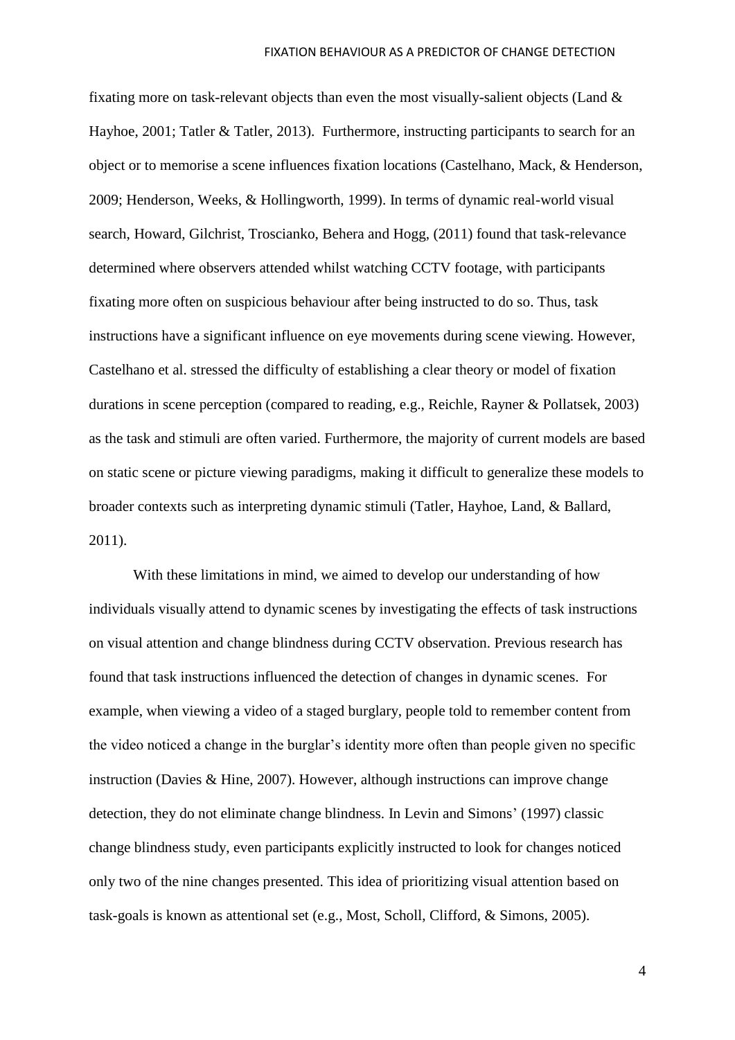fixating more on task-relevant objects than even the most visually-salient objects (Land & Hayhoe, 2001; Tatler & Tatler, 2013). Furthermore, instructing participants to search for an object or to memorise a scene influences fixation locations (Castelhano, Mack, & Henderson, 2009; Henderson, Weeks, & Hollingworth, 1999). In terms of dynamic real-world visual search, Howard, Gilchrist, Troscianko, Behera and Hogg, (2011) found that task-relevance determined where observers attended whilst watching CCTV footage, with participants fixating more often on suspicious behaviour after being instructed to do so. Thus, task instructions have a significant influence on eye movements during scene viewing. However, Castelhano et al. stressed the difficulty of establishing a clear theory or model of fixation durations in scene perception (compared to reading, e.g., Reichle, Rayner & Pollatsek, 2003) as the task and stimuli are often varied. Furthermore, the majority of current models are based on static scene or picture viewing paradigms, making it difficult to generalize these models to broader contexts such as interpreting dynamic stimuli (Tatler, Hayhoe, Land, & Ballard, 2011).

With these limitations in mind, we aimed to develop our understanding of how individuals visually attend to dynamic scenes by investigating the effects of task instructions on visual attention and change blindness during CCTV observation. Previous research has found that task instructions influenced the detection of changes in dynamic scenes. For example, when viewing a video of a staged burglary, people told to remember content from the video noticed a change in the burglar's identity more often than people given no specific instruction (Davies & Hine, 2007). However, although instructions can improve change detection, they do not eliminate change blindness. In Levin and Simons' (1997) classic change blindness study, even participants explicitly instructed to look for changes noticed only two of the nine changes presented. This idea of prioritizing visual attention based on task-goals is known as attentional set (e.g., Most, Scholl, Clifford, & Simons, 2005).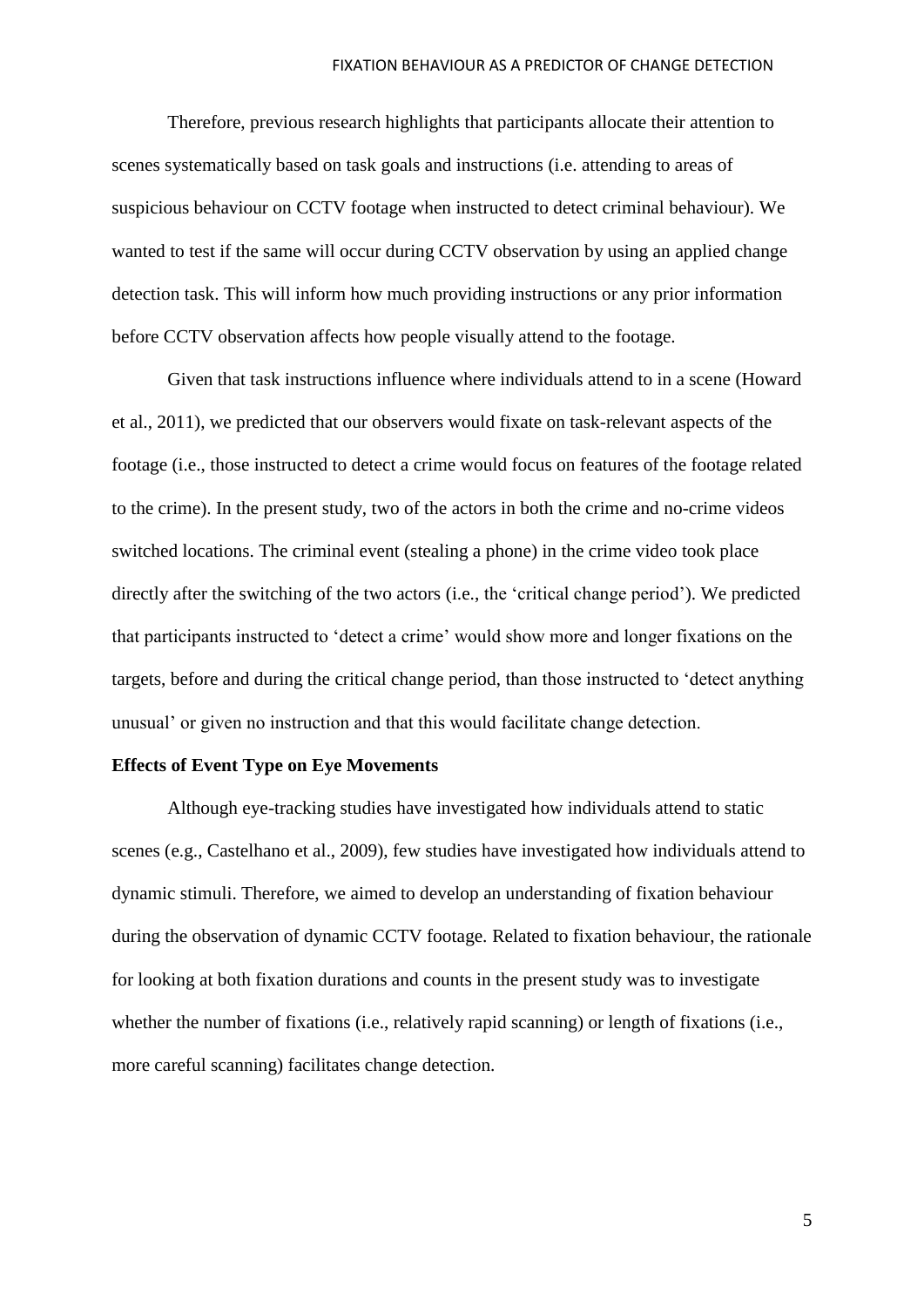Therefore, previous research highlights that participants allocate their attention to scenes systematically based on task goals and instructions (i.e. attending to areas of suspicious behaviour on CCTV footage when instructed to detect criminal behaviour). We wanted to test if the same will occur during CCTV observation by using an applied change detection task. This will inform how much providing instructions or any prior information before CCTV observation affects how people visually attend to the footage.

Given that task instructions influence where individuals attend to in a scene (Howard et al., 2011), we predicted that our observers would fixate on task-relevant aspects of the footage (i.e., those instructed to detect a crime would focus on features of the footage related to the crime). In the present study, two of the actors in both the crime and no-crime videos switched locations. The criminal event (stealing a phone) in the crime video took place directly after the switching of the two actors (i.e., the 'critical change period'). We predicted that participants instructed to 'detect a crime' would show more and longer fixations on the targets, before and during the critical change period, than those instructed to 'detect anything unusual' or given no instruction and that this would facilitate change detection.

**Effects of Event Type on Eye Movements**

Although eye-tracking studies have investigated how individuals attend to static scenes (e.g., Castelhano et al., 2009), few studies have investigated how individuals attend to dynamic stimuli. Therefore, we aimed to develop an understanding of fixation behaviour during the observation of dynamic CCTV footage. Related to fixation behaviour, the rationale for looking at both fixation durations and counts in the present study was to investigate whether the number of fixations (i.e., relatively rapid scanning) or length of fixations (i.e., more careful scanning) facilitates change detection.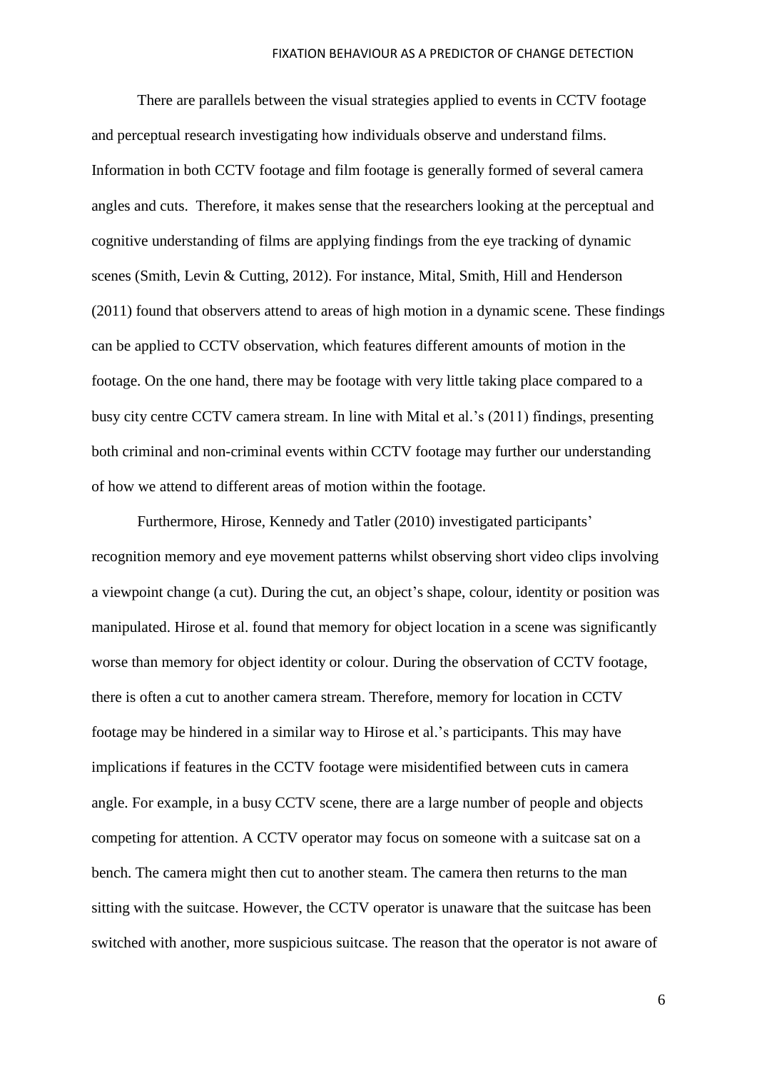There are parallels between the visual strategies applied to events in CCTV footage and perceptual research investigating how individuals observe and understand films. Information in both CCTV footage and film footage is generally formed of several camera angles and cuts. Therefore, it makes sense that the researchers looking at the perceptual and cognitive understanding of films are applying findings from the eye tracking of dynamic scenes (Smith, Levin & Cutting, 2012). For instance, Mital, Smith, Hill and Henderson (2011) found that observers attend to areas of high motion in a dynamic scene. These findings can be applied to CCTV observation, which features different amounts of motion in the footage. On the one hand, there may be footage with very little taking place compared to a busy city centre CCTV camera stream. In line with Mital et al.'s (2011) findings, presenting both criminal and non-criminal events within CCTV footage may further our understanding of how we attend to different areas of motion within the footage.

Furthermore, Hirose, Kennedy and Tatler (2010) investigated participants' recognition memory and eye movement patterns whilst observing short video clips involving a viewpoint change (a cut). During the cut, an object's shape, colour, identity or position was manipulated. Hirose et al. found that memory for object location in a scene was significantly worse than memory for object identity or colour. During the observation of CCTV footage, there is often a cut to another camera stream. Therefore, memory for location in CCTV footage may be hindered in a similar way to Hirose et al.'s participants. This may have implications if features in the CCTV footage were misidentified between cuts in camera angle. For example, in a busy CCTV scene, there are a large number of people and objects competing for attention. A CCTV operator may focus on someone with a suitcase sat on a bench. The camera might then cut to another steam. The camera then returns to the man sitting with the suitcase. However, the CCTV operator is unaware that the suitcase has been switched with another, more suspicious suitcase. The reason that the operator is not aware of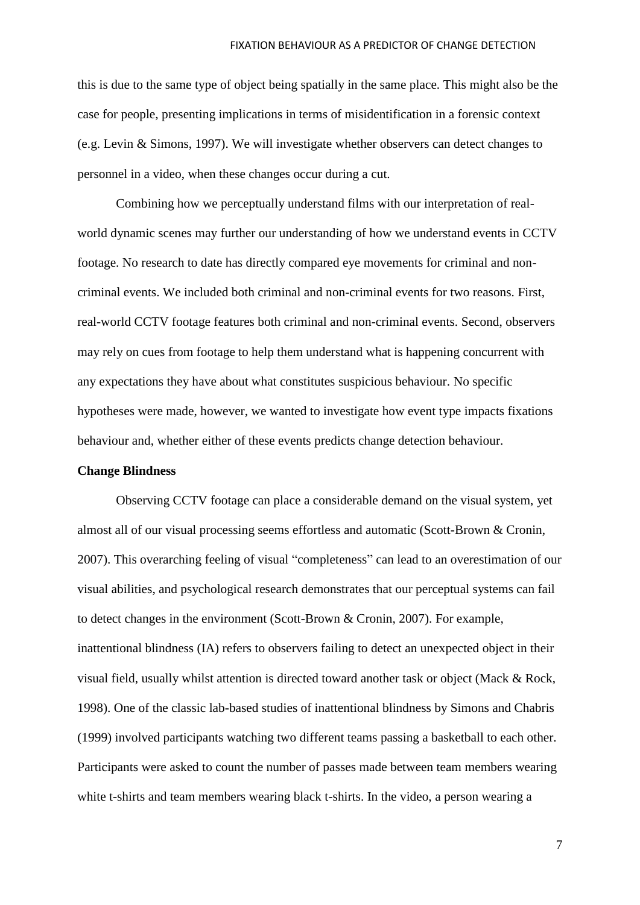this is due to the same type of object being spatially in the same place. This might also be the case for people, presenting implications in terms of misidentification in a forensic context (e.g. Levin & Simons, 1997). We will investigate whether observers can detect changes to personnel in a video, when these changes occur during a cut.

Combining how we perceptually understand films with our interpretation of real-world dynamic scenes may further our understanding of how we understand events in CCTV footage. No research to date has directly compared eye movements for criminal and non-criminal events. We included both criminal and non-criminal events for two reasons. First, real-world CCTV footage features both criminal and non-criminal events. Second, observers may rely on cues from footage to help them understand what is happening concurrent with any expectations they have about what constitutes suspicious behaviour. No specific hypotheses were made, however, we wanted to investigate how event type impacts fixations behaviour and, whether either of these events predicts change detection behaviour.

**Change Blindness**

Observing CCTV footage can place a considerable demand on the visual system, yet almost all of our visual processing seems effortless and automatic (Scott-Brown & Cronin, 2007). This overarching feeling of visual "completeness" can lead to an overestimation of our visual abilities, and psychological research demonstrates that our perceptual systems can fail to detect changes in the environment (Scott-Brown & Cronin, 2007). For example, inattentional blindness (IA) refers to observers failing to detect an unexpected object in their visual field, usually whilst attention is directed toward another task or object (Mack & Rock, 1998). One of the classic lab-based studies of inattentional blindness by Simons and Chabris (1999) involved participants watching two different teams passing a basketball to each other. Participants were asked to count the number of passes made between team members wearing white t-shirts and team members wearing black t-shirts. In the video, a person wearing a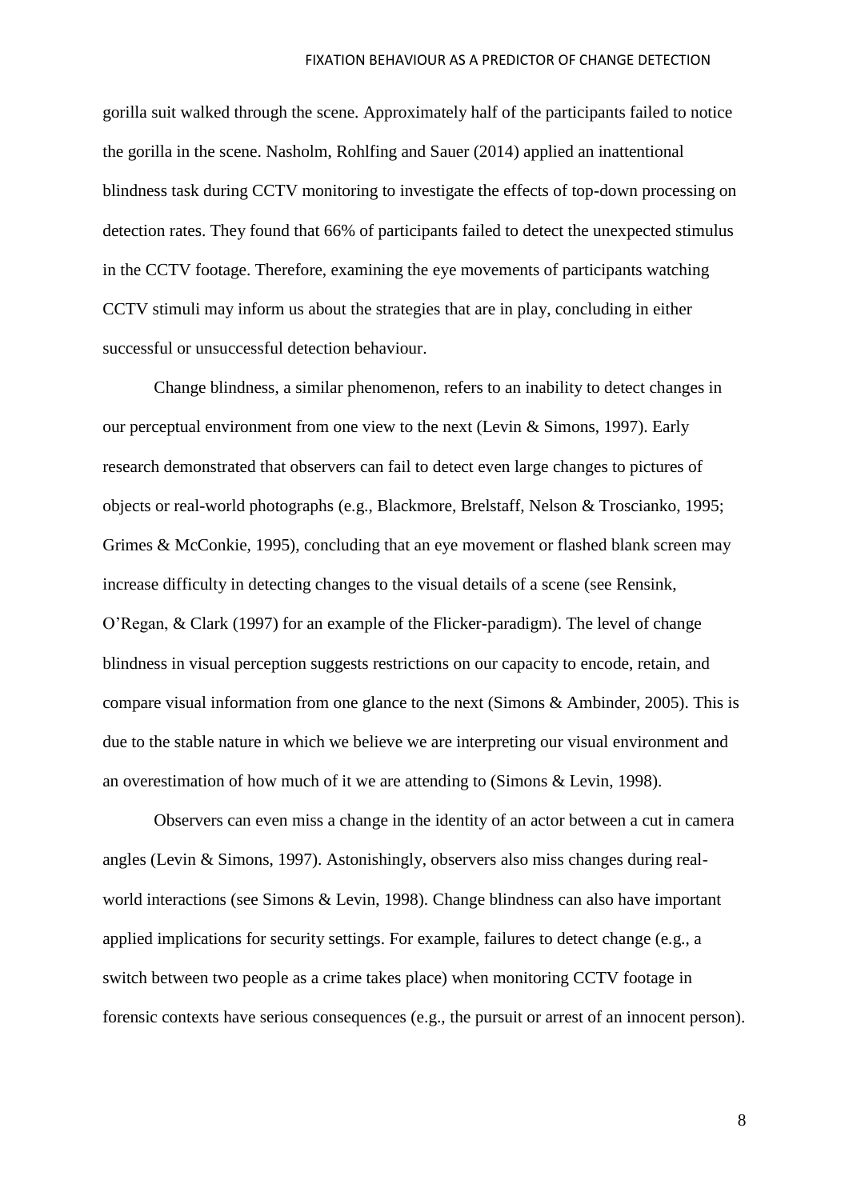gorilla suit walked through the scene. Approximately half of the participants failed to notice the gorilla in the scene. Nasholm, Rohlfing and Sauer (2014) applied an inattentional blindness task during CCTV monitoring to investigate the effects of top-down processing on detection rates. They found that 66% of participants failed to detect the unexpected stimulus in the CCTV footage. Therefore, examining the eye movements of participants watching CCTV stimuli may inform us about the strategies that are in play, concluding in either successful or unsuccessful detection behaviour.

Change blindness, a similar phenomenon, refers to an inability to detect changes in our perceptual environment from one view to the next (Levin & Simons, 1997). Early research demonstrated that observers can fail to detect even large changes to pictures of objects or real-world photographs (e.g., Blackmore, Brelstaff, Nelson & Troscianko, 1995; Grimes & McConkie, 1995), concluding that an eye movement or flashed blank screen may increase difficulty in detecting changes to the visual details of a scene (see Rensink, O'Regan, & Clark (1997) for an example of the Flicker-paradigm). The level of change blindness in visual perception suggests restrictions on our capacity to encode, retain, and compare visual information from one glance to the next (Simons & Ambinder, 2005). This is due to the stable nature in which we believe we are interpreting our visual environment and an overestimation of how much of it we are attending to (Simons & Levin, 1998).

Observers can even miss a change in the identity of an actor between a cut in camera angles (Levin & Simons, 1997). Astonishingly, observers also miss changes during real-world interactions (see Simons & Levin, 1998). Change blindness can also have important applied implications for security settings. For example, failures to detect change (e.g., a switch between two people as a crime takes place) when monitoring CCTV footage in forensic contexts have serious consequences (e.g., the pursuit or arrest of an innocent person).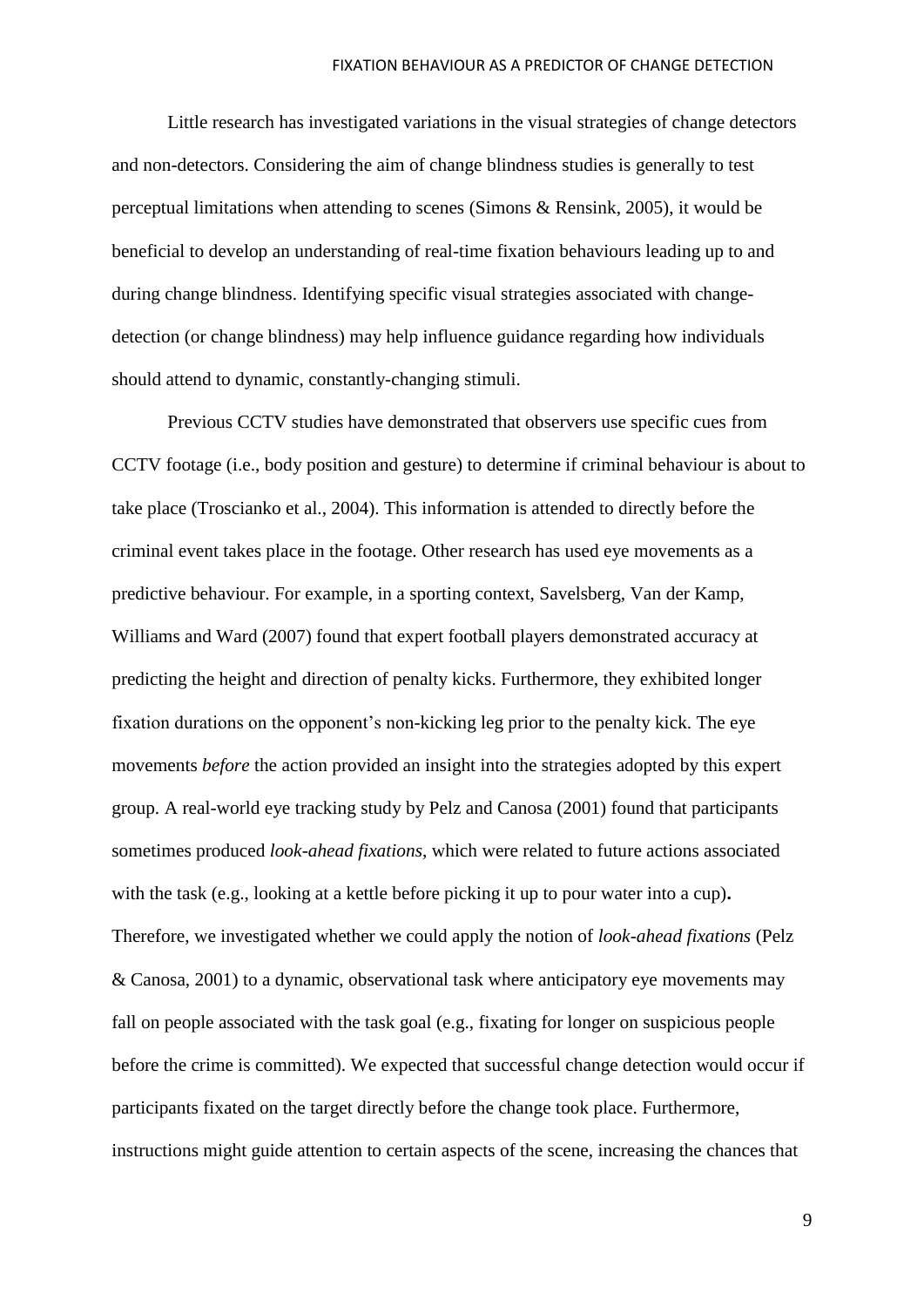Little research has investigated variations in the visual strategies of change detectors and non-detectors. Considering the aim of change blindness studies is generally to test perceptual limitations when attending to scenes (Simons & Rensink, 2005), it would be beneficial to develop an understanding of real-time fixation behaviours leading up to and during change blindness. Identifying specific visual strategies associated with change-detection (or change blindness) may help influence guidance regarding how individuals should attend to dynamic, constantly-changing stimuli.

Previous CCTV studies have demonstrated that observers use specific cues from CCTV footage (i.e., body position and gesture) to determine if criminal behaviour is about to take place (Troscianko et al., 2004). This information is attended to directly before the criminal event takes place in the footage. Other research has used eye movements as a predictive behaviour. For example, in a sporting context, Savelsberg, Van der Kamp, Williams and Ward (2007) found that expert football players demonstrated accuracy at predicting the height and direction of penalty kicks. Furthermore, they exhibited longer fixation durations on the opponent's non-kicking leg prior to the penalty kick. The eye movements *before* the action provided an insight into the strategies adopted by this expert group. A real-world eye tracking study by Pelz and Canosa (2001) found that participants sometimes produced *look-ahead fixations*, which were related to future actions associated with the task (e.g., looking at a kettle before picking it up to pour water into a cup)**.** Therefore, we investigated whether we could apply the notion of *look-ahead fixations* (Pelz & Canosa, 2001) to a dynamic, observational task where anticipatory eye movements may fall on people associated with the task goal (e.g., fixating for longer on suspicious people before the crime is committed). We expected that successful change detection would occur if participants fixated on the target directly before the change took place. Furthermore, instructions might guide attention to certain aspects of the scene, increasing the chances that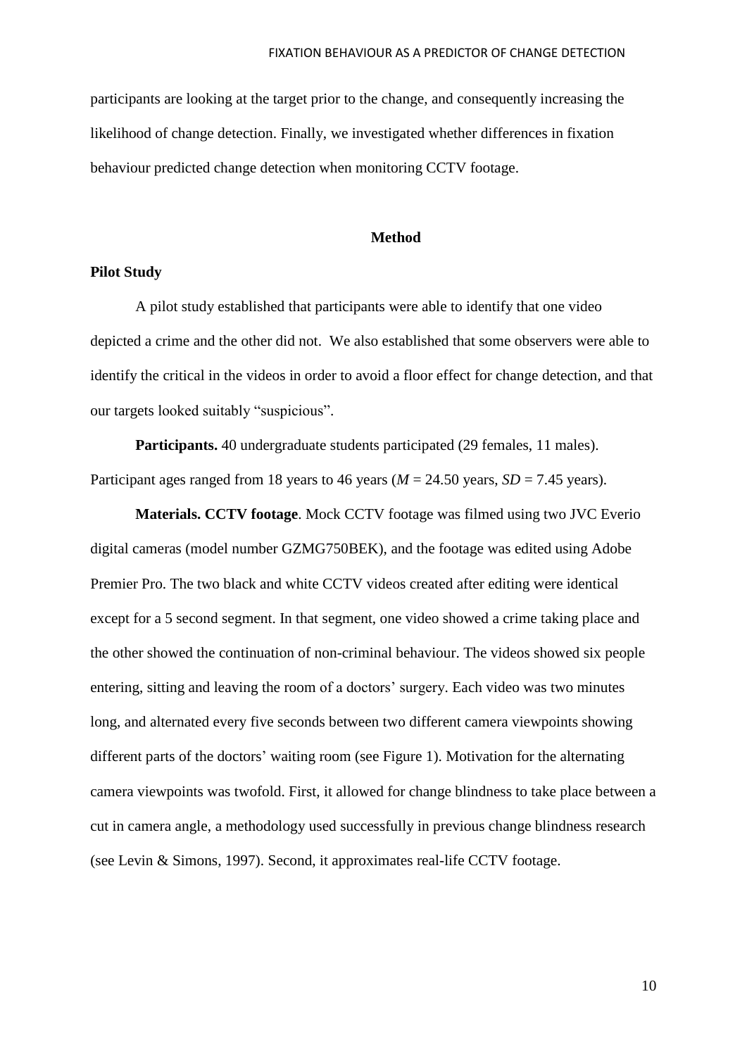participants are looking at the target prior to the change, and consequently increasing the likelihood of change detection. Finally, we investigated whether differences in fixation behaviour predicted change detection when monitoring CCTV footage.

## Method

### Pilot Study

A pilot study established that participants were able to identify that one video depicted a crime and the other did not. We also established that some observers were able to identify the critical in the videos in order to avoid a floor effect for change detection, and that our targets looked suitably "suspicious".

**Participants.** 40 undergraduate students participated (29 females, 11 males). Participant ages ranged from 18 years to 46 years (*M* = 24.50 years, *SD* = 7.45 years).

**Materials. CCTV footage**. Mock CCTV footage was filmed using two JVC Everio digital cameras (model number GZMG750BEK), and the footage was edited using Adobe Premier Pro. The two black and white CCTV videos created after editing were identical except for a 5 second segment. In that segment, one video showed a crime taking place and the other showed the continuation of non-criminal behaviour. The videos showed six people entering, sitting and leaving the room of a doctors' surgery. Each video was two minutes long, and alternated every five seconds between two different camera viewpoints showing different parts of the doctors' waiting room (see Figure 1). Motivation for the alternating camera viewpoints was twofold. First, it allowed for change blindness to take place between a cut in camera angle, a methodology used successfully in previous change blindness research (see Levin & Simons, 1997). Second, it approximates real-life CCTV footage.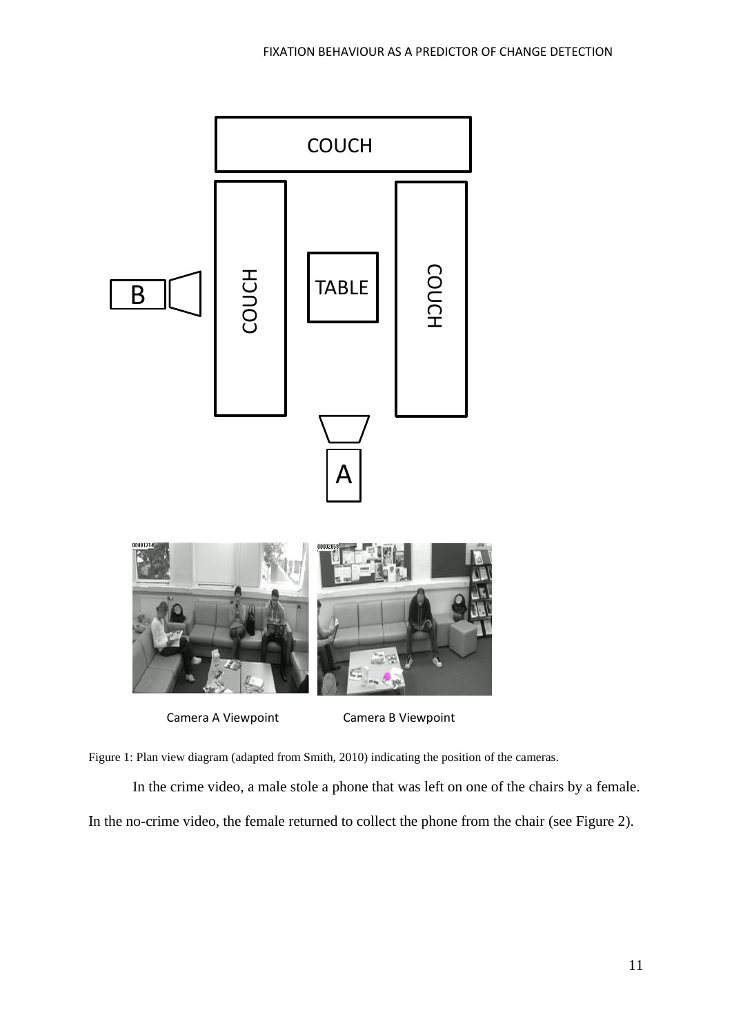COUCH

B

COUCH

TABLE

COUCH

A

Camera A Viewpoint

Camera B Viewpoint

Figure 1: Plan view diagram (adapted from Smith, 2010) indicating the position of the cameras.

In the crime video, a male stole a phone that was left on one of the chairs by a female. In the no-crime video, the female returned to collect the phone from the chair (see Figure 2).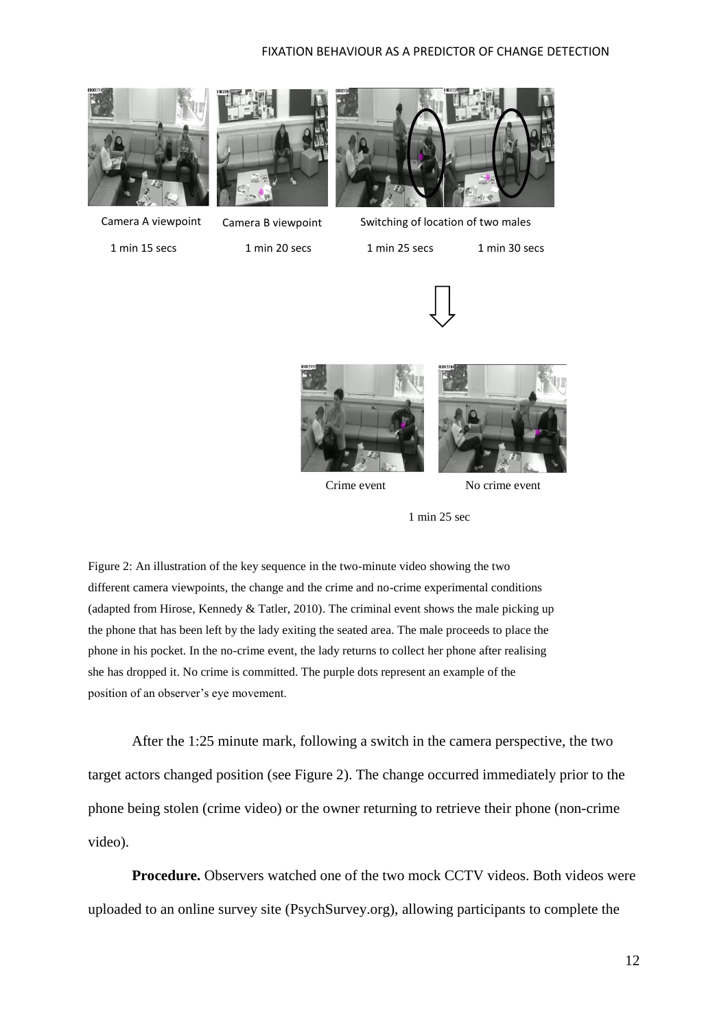Camera A viewpoint

1 min 15 secs

Camera B viewpoint

1 min 20 secs

Switching of location of two males

1 min 25 secs

1 min 30 secs

Crime event

No crime event

1 min 25 sec

Figure 2: An illustration of the key sequence in the two-minute video showing the two different camera viewpoints, the change and the crime and no-crime experimental conditions (adapted from Hirose, Kennedy & Tatler, 2010). The criminal event shows the male picking up the phone that has been left by the lady exiting the seated area. The male proceeds to place the phone in his pocket. In the no-crime event, the lady returns to collect her phone after realising she has dropped it. No crime is committed. The purple dots represent an example of the position of an observer's eye movement.

After the 1:25 minute mark, following a switch in the camera perspective, the two target actors changed position (see Figure 2). The change occurred immediately prior to the phone being stolen (crime video) or the owner returning to retrieve their phone (non-crime video).

**Procedure.** Observers watched one of the two mock CCTV videos. Both videos were uploaded to an online survey site (PsychSurvey.org), allowing participants to complete the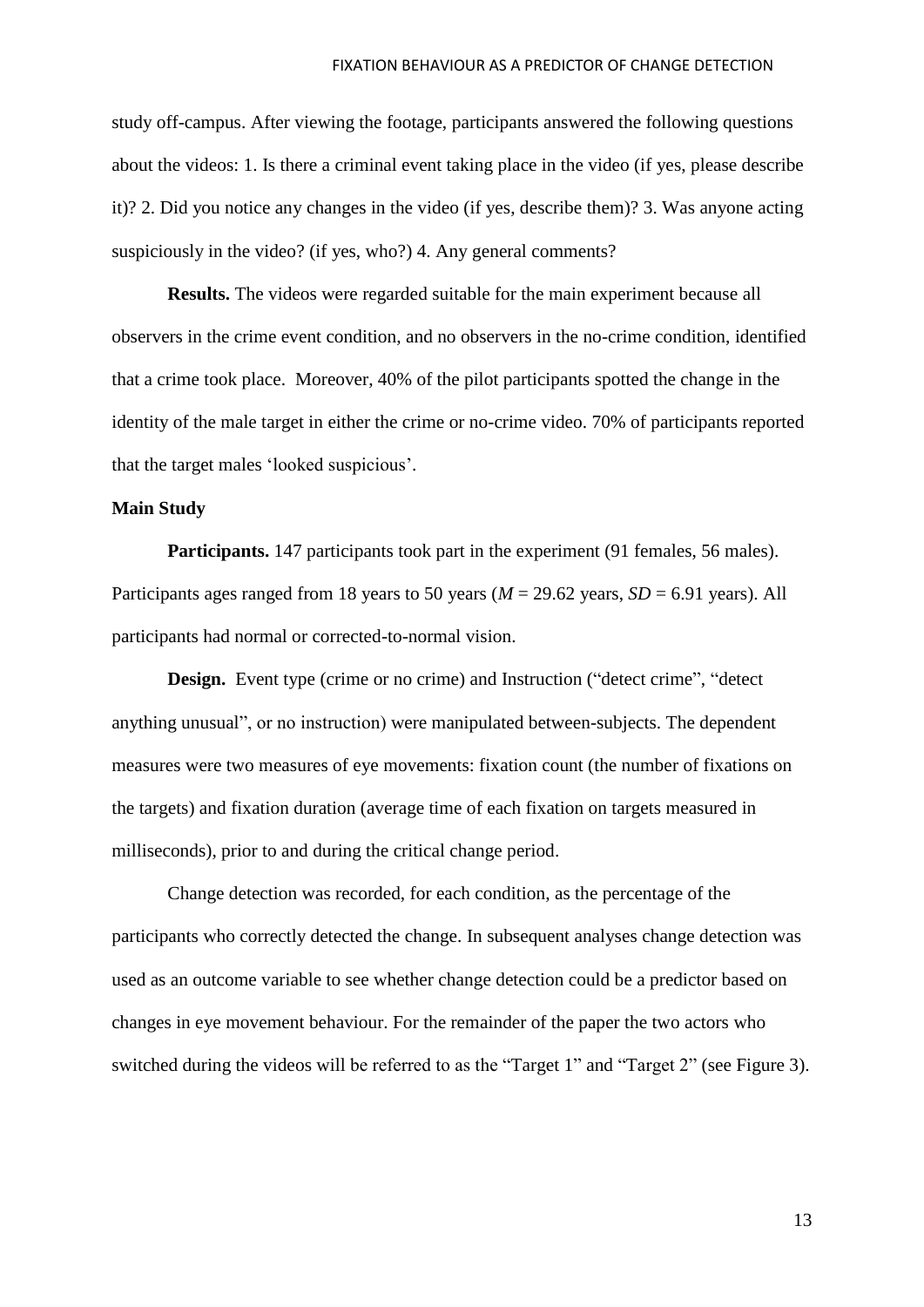study off-campus. After viewing the footage, participants answered the following questions about the videos: 1. Is there a criminal event taking place in the video (if yes, please describe it)? 2. Did you notice any changes in the video (if yes, describe them)? 3. Was anyone acting suspiciously in the video? (if yes, who?) 4. Any general comments?

**Results.** The videos were regarded suitable for the main experiment because all observers in the crime event condition, and no observers in the no-crime condition, identified that a crime took place. Moreover, 40% of the pilot participants spotted the change in the identity of the male target in either the crime or no-crime video. 70% of participants reported that the target males 'looked suspicious'.

### Main Study

**Participants.** 147 participants took part in the experiment (91 females, 56 males). Participants ages ranged from 18 years to 50 years ($M$ = 29.62 years, $SD$ = 6.91 years). All participants had normal or corrected-to-normal vision.

**Design.** Event type (crime or no crime) and Instruction ("detect crime", "detect anything unusual", or no instruction) were manipulated between-subjects. The dependent measures were two measures of eye movements: fixation count (the number of fixations on the targets) and fixation duration (average time of each fixation on targets measured in milliseconds), prior to and during the critical change period.

Change detection was recorded, for each condition, as the percentage of the participants who correctly detected the change. In subsequent analyses change detection was used as an outcome variable to see whether change detection could be a predictor based on changes in eye movement behaviour. For the remainder of the paper the two actors who switched during the videos will be referred to as the "Target 1" and "Target 2" (see Figure 3).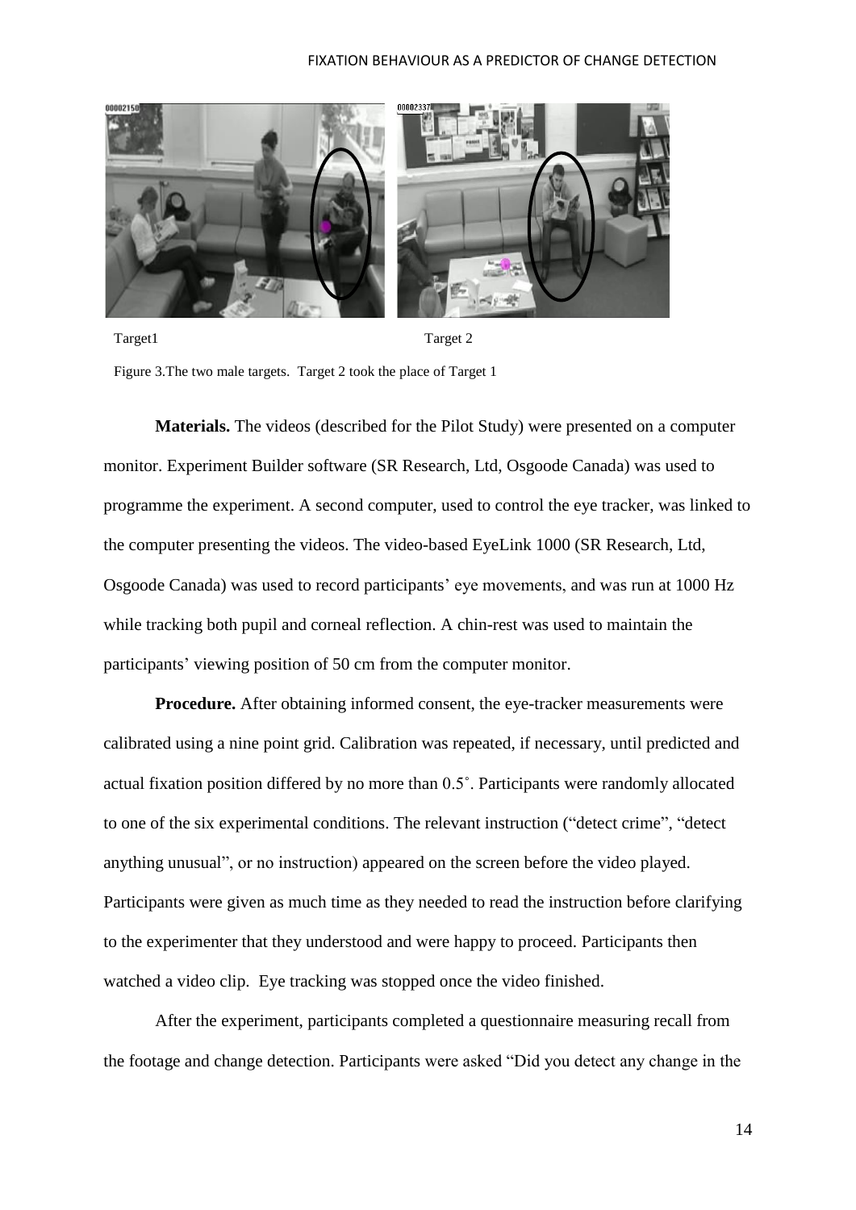Target1

Target 2

Figure 3.The two male targets. Target 2 took the place of Target 1

**Materials.** The videos (described for the Pilot Study) were presented on a computer monitor. Experiment Builder software (SR Research, Ltd, Osgoode Canada) was used to programme the experiment. A second computer, used to control the eye tracker, was linked to the computer presenting the videos. The video-based EyeLink 1000 (SR Research, Ltd, Osgoode Canada) was used to record participants' eye movements, and was run at 1000 Hz while tracking both pupil and corneal reflection. A chin-rest was used to maintain the participants' viewing position of 50 cm from the computer monitor.

**Procedure.** After obtaining informed consent, the eye-tracker measurements were calibrated using a nine point grid. Calibration was repeated, if necessary, until predicted and actual fixation position differed by no more than 0.5˚. Participants were randomly allocated to one of the six experimental conditions. The relevant instruction ("detect crime", "detect anything unusual", or no instruction) appeared on the screen before the video played. Participants were given as much time as they needed to read the instruction before clarifying to the experimenter that they understood and were happy to proceed. Participants then watched a video clip. Eye tracking was stopped once the video finished.

After the experiment, participants completed a questionnaire measuring recall from the footage and change detection. Participants were asked "Did you detect any change in the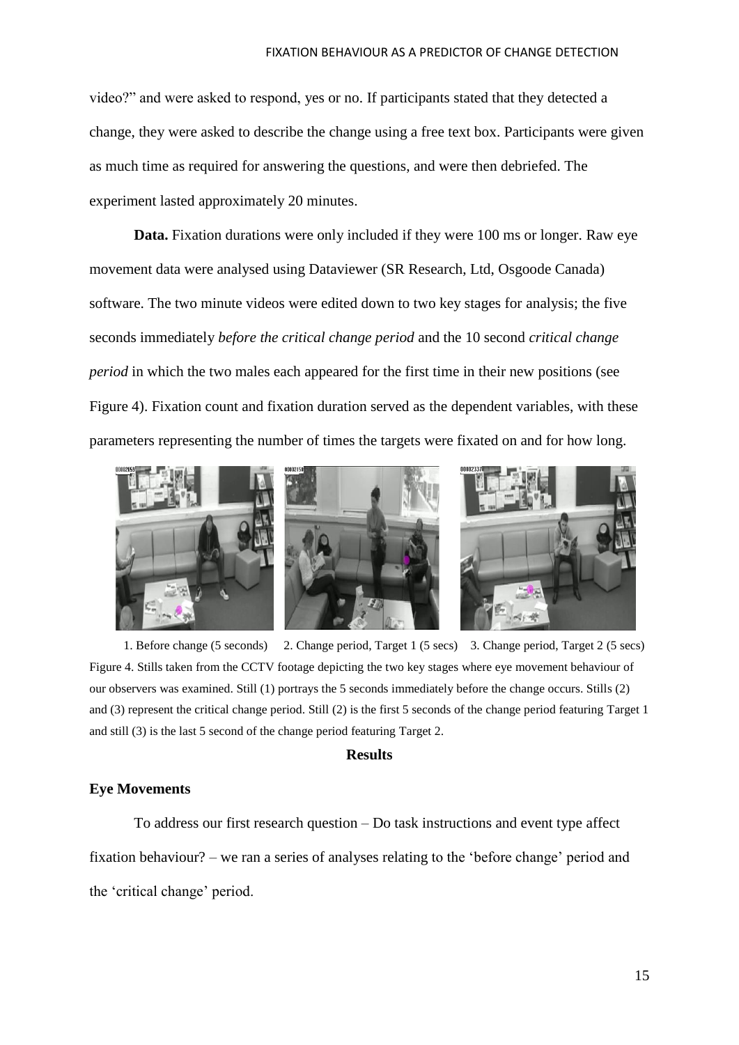video?" and were asked to respond, yes or no. If participants stated that they detected a change, they were asked to describe the change using a free text box. Participants were given as much time as required for answering the questions, and were then debriefed. The experiment lasted approximately 20 minutes.

**Data.** Fixation durations were only included if they were 100 ms or longer. Raw eye movement data were analysed using Dataviewer (SR Research, Ltd, Osgoode Canada) software. The two minute videos were edited down to two key stages for analysis; the five seconds immediately *before the critical change period* and the 10 second *critical change period* in which the two males each appeared for the first time in their new positions (see Figure 4). Fixation count and fixation duration served as the dependent variables, with these parameters representing the number of times the targets were fixated on and for how long.

1. Before change (5 seconds) 2. Change period, Target 1 (5 secs) 3. Change period, Target 2 (5 secs)

Figure 4. Stills taken from the CCTV footage depicting the two key stages where eye movement behaviour of our observers was examined. Still (1) portrays the 5 seconds immediately before the change occurs. Stills (2) and (3) represent the critical change period. Still (2) is the first 5 seconds of the change period featuring Target 1 and still (3) is the last 5 second of the change period featuring Target 2.

## Results

### Eye Movements

To address our first research question – Do task instructions and event type affect fixation behaviour? – we ran a series of analyses relating to the 'before change' period and the 'critical change' period.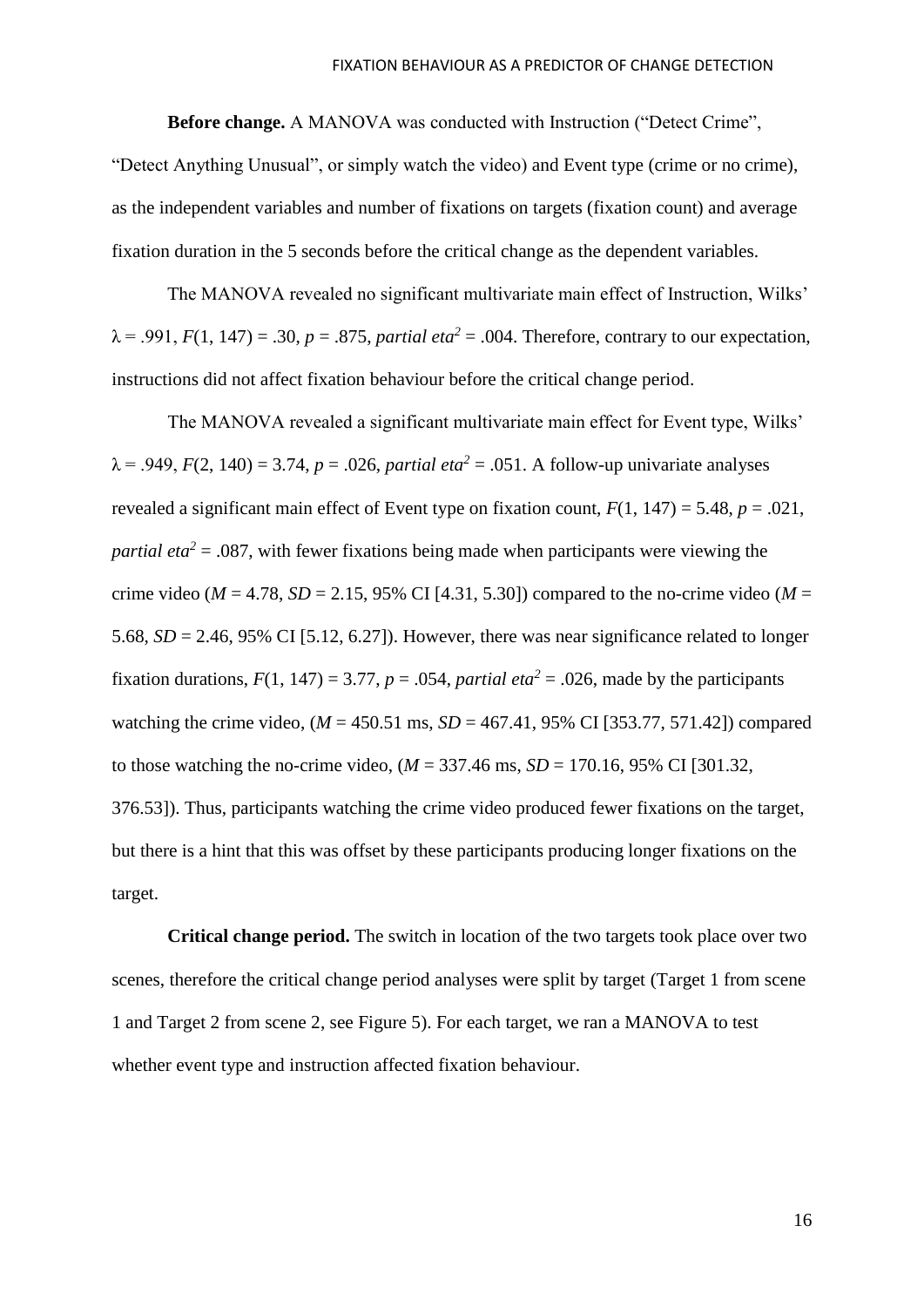**Before change.** A MANOVA was conducted with Instruction ("Detect Crime", "Detect Anything Unusual", or simply watch the video) and Event type (crime or no crime), as the independent variables and number of fixations on targets (fixation count) and average fixation duration in the 5 seconds before the critical change as the dependent variables.

The MANOVA revealed no significant multivariate main effect of Instruction, Wilks' $\lambda$ = .991, $F(1, 147)$ = .30, $p$ = .875, *partial eta*$^2$ = .004. Therefore, contrary to our expectation, instructions did not affect fixation behaviour before the critical change period.

The MANOVA revealed a significant multivariate main effect for Event type, Wilks' $\lambda$ = .949, $F(2, 140)$ = 3.74, $p$ = .026, *partial eta*$^2$ = .051. A follow-up univariate analyses revealed a significant main effect of Event type on fixation count, $F(1, 147)$ = 5.48, $p$ = .021, *partial eta*$^2$ = .087, with fewer fixations being made when participants were viewing the crime video ($M$ = 4.78, $SD$ = 2.15, 95% CI [4.31, 5.30]) compared to the no-crime video ($M$ = 5.68, $SD$ = 2.46, 95% CI [5.12, 6.27]). However, there was near significance related to longer fixation durations, $F(1, 147)$ = 3.77, $p$ = .054, *partial eta*$^2$ = .026, made by the participants watching the crime video, ($M$ = 450.51 ms, $SD$ = 467.41, 95% CI [353.77, 571.42]) compared to those watching the no-crime video, ($M$ = 337.46 ms, $SD$ = 170.16, 95% CI [301.32, 376.53]). Thus, participants watching the crime video produced fewer fixations on the target, but there is a hint that this was offset by these participants producing longer fixations on the target.

**Critical change period.** The switch in location of the two targets took place over two scenes, therefore the critical change period analyses were split by target (Target 1 from scene 1 and Target 2 from scene 2, see Figure 5). For each target, we ran a MANOVA to test whether event type and instruction affected fixation behaviour.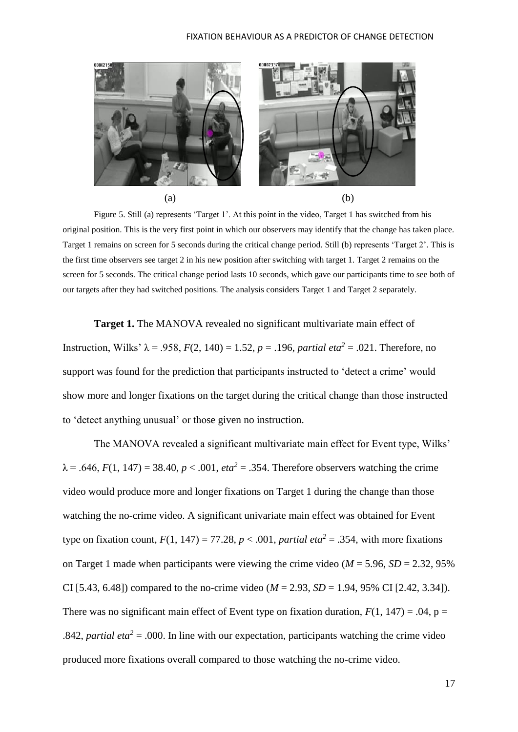(a) (b)

Figure 5. Still (a) represents 'Target 1'. At this point in the video, Target 1 has switched from his original position. This is the very first point in which our observers may identify that the change has taken place. Target 1 remains on screen for 5 seconds during the critical change period. Still (b) represents 'Target 2'. This is the first time observers see target 2 in his new position after switching with target 1. Target 2 remains on the screen for 5 seconds. The critical change period lasts 10 seconds, which gave our participants time to see both of our targets after they had switched positions. The analysis considers Target 1 and Target 2 separately.

**Target 1.** The MANOVA revealed no significant multivariate main effect of Instruction, Wilks' $\lambda = .958$, $F(2, 140) = 1.52$, $p = .196$, *partial* $eta^2 = .021$. Therefore, no support was found for the prediction that participants instructed to 'detect a crime' would show more and longer fixations on the target during the critical change than those instructed to 'detect anything unusual' or those given no instruction.

The MANOVA revealed a significant multivariate main effect for Event type, Wilks' $\lambda = .646$, $F(1, 147) = 38.40$, $p < .001$, $eta^2 = .354$. Therefore observers watching the crime video would produce more and longer fixations on Target 1 during the change than those watching the no-crime video. A significant univariate main effect was obtained for Event type on fixation count, $F(1, 147) = 77.28$, $p < .001$, *partial* $eta^2 = .354$, with more fixations on Target 1 made when participants were viewing the crime video ($M = 5.96$, $SD = 2.32$, 95% CI [5.43, 6.48]) compared to the no-crime video ($M = 2.93$, $SD = 1.94$, 95% CI [2.42, 3.34]). There was no significant main effect of Event type on fixation duration, $F(1, 147) = .04$, $p = .842$, *partial* $eta^2 = .000$. In line with our expectation, participants watching the crime video produced more fixations overall compared to those watching the no-crime video.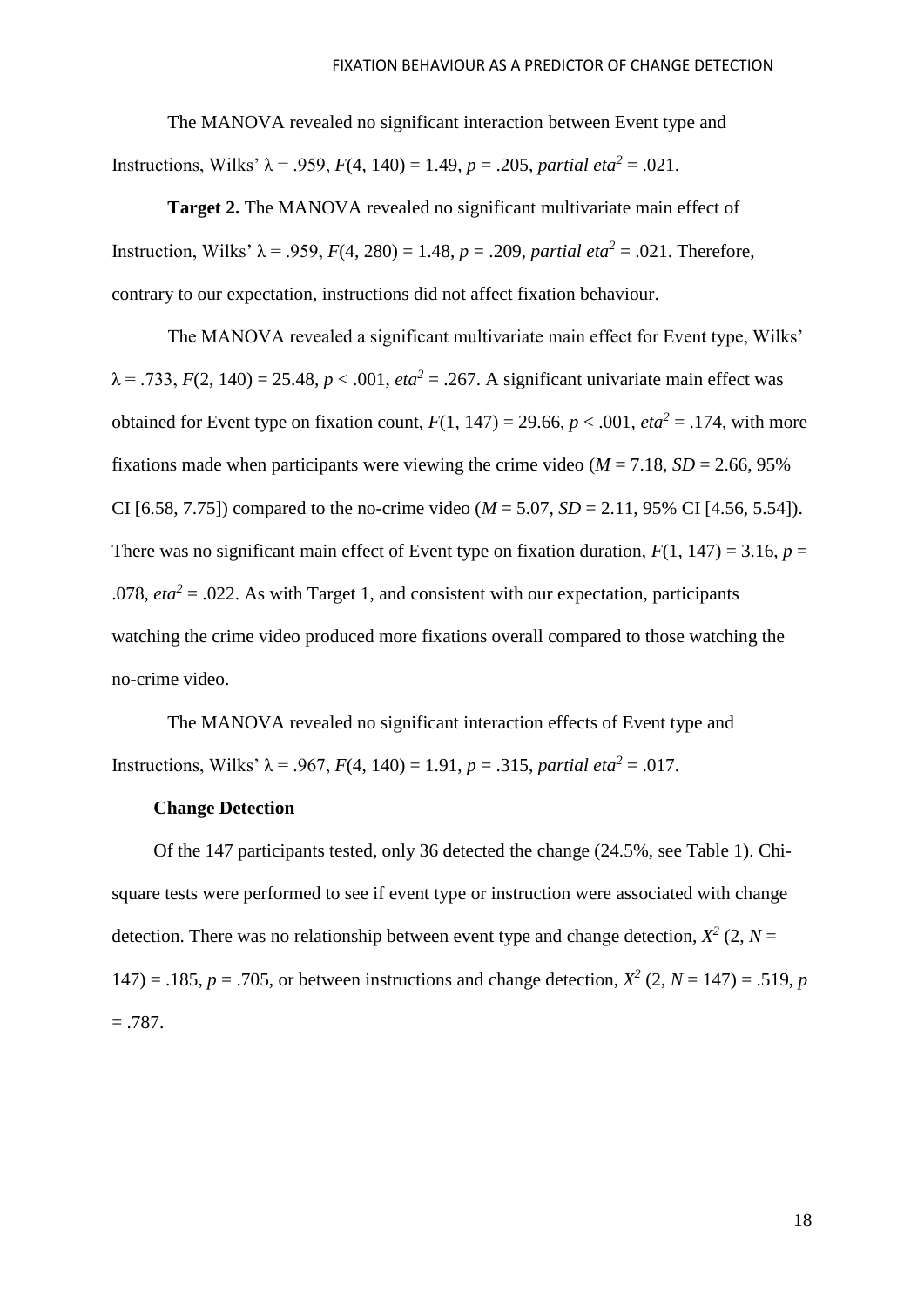The MANOVA revealed no significant interaction between Event type and Instructions, Wilks' $\lambda$ = .959, $F(4, 140) = 1.49$, $p = .205$, *partial* $eta^2 = .021$.

**Target 2.** The MANOVA revealed no significant multivariate main effect of Instruction, Wilks' $\lambda$ = .959, $F(4, 280) = 1.48$, $p = .209$, *partial* $eta^2 = .021$. Therefore, contrary to our expectation, instructions did not affect fixation behaviour.

The MANOVA revealed a significant multivariate main effect for Event type, Wilks' $\lambda$ = .733, $F(2, 140) = 25.48$, $p < .001$, $eta^2 = .267$. A significant univariate main effect was obtained for Event type on fixation count, $F(1, 147) = 29.66$, $p < .001$, $eta^2 = .174$, with more fixations made when participants were viewing the crime video ($M = 7.18$, $SD = 2.66$, 95% CI [6.58, 7.75]) compared to the no-crime video ($M = 5.07$, $SD = 2.11$, 95% CI [4.56, 5.54]). There was no significant main effect of Event type on fixation duration, $F(1, 147) = 3.16$, $p = .078$, $eta^2 = .022$. As with Target 1, and consistent with our expectation, participants watching the crime video produced more fixations overall compared to those watching the no-crime video.

The MANOVA revealed no significant interaction effects of Event type and Instructions, Wilks' $\lambda$ = .967, $F(4, 140) = 1.91$, $p = .315$, *partial* $eta^2 = .017$.

**Change Detection**

Of the 147 participants tested, only 36 detected the change (24.5%, see Table 1). Chi-square tests were performed to see if event type or instruction were associated with change detection. There was no relationship between event type and change detection, $X^2$ (2, $N$ = 147) = .185, $p = .705$, or between instructions and change detection, $X^2$ (2, $N$ = 147) = .519, $p = .787$.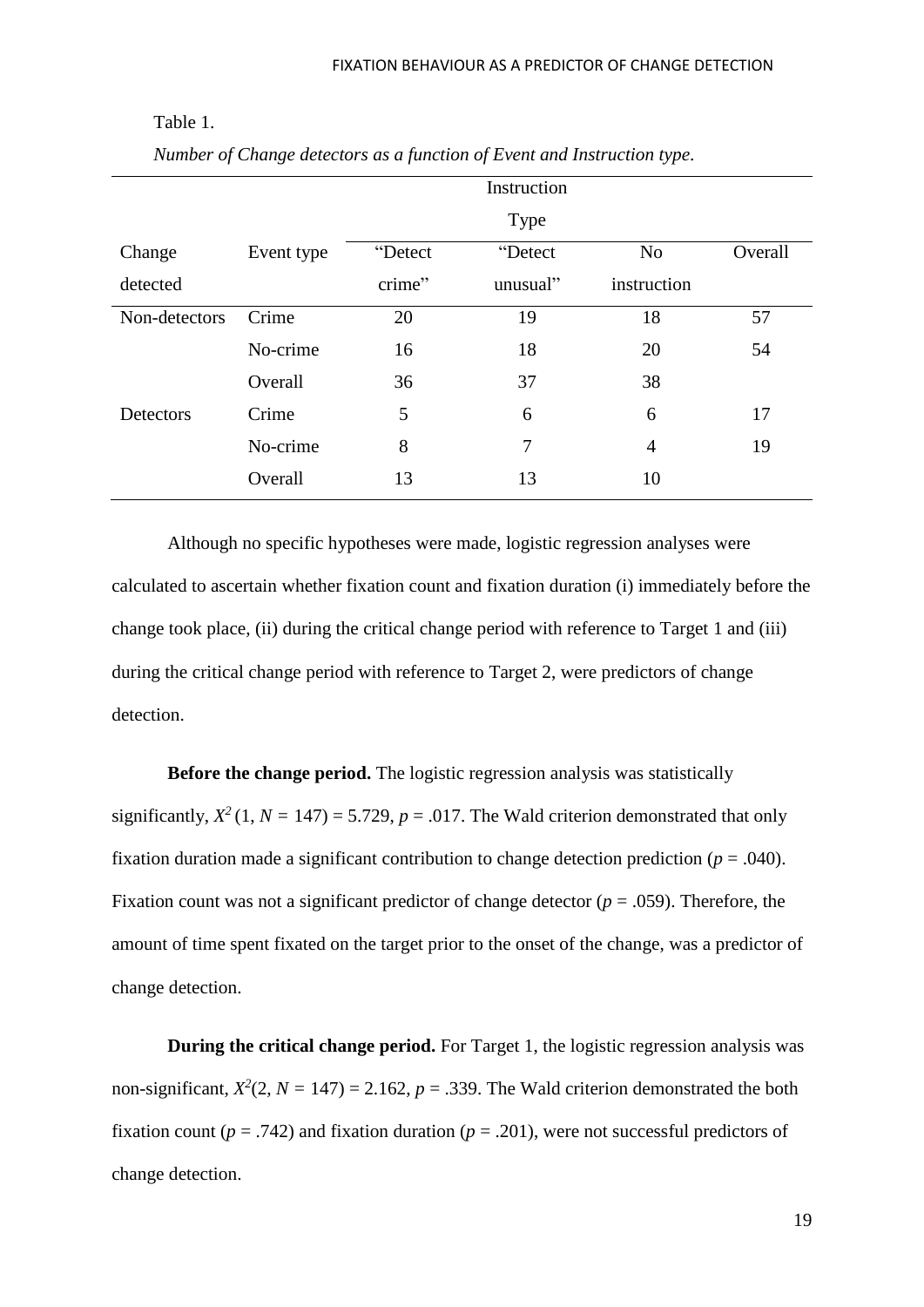Table 1.

*Number of Change detectors as a function of Event and Instruction type.*

| Change detected | Event type | Instruction Type "Detect crime" | "Detect unusual" | No instruction | Overall |
|---|---|---|---|---|---|
| Non-detectors | Crime | 20 | 19 | 18 | 57 |
| | No-crime | 16 | 18 | 20 | 54 |
| | Overall | 36 | 37 | 38 | |
| Detectors | Crime | 5 | 6 | 6 | 17 |
| | No-crime | 8 | 7 | 4 | 19 |
| | Overall | 13 | 13 | 10 | |

Although no specific hypotheses were made, logistic regression analyses were calculated to ascertain whether fixation count and fixation duration (i) immediately before the change took place, (ii) during the critical change period with reference to Target 1 and (iii) during the critical change period with reference to Target 2, were predictors of change detection.

**Before the change period.** The logistic regression analysis was statistically significantly, $X^2$ (1, $N$ = 147) = 5.729, $p$ = .017. The Wald criterion demonstrated that only fixation duration made a significant contribution to change detection prediction ($p$ = .040). Fixation count was not a significant predictor of change detector ($p$ = .059). Therefore, the amount of time spent fixated on the target prior to the onset of the change, was a predictor of change detection.

**During the critical change period.** For Target 1, the logistic regression analysis was non-significant, $X^2$(2, $N$ = 147) = 2.162, $p$ = .339. The Wald criterion demonstrated the both fixation count ($p$ = .742) and fixation duration ($p$ = .201), were not successful predictors of change detection.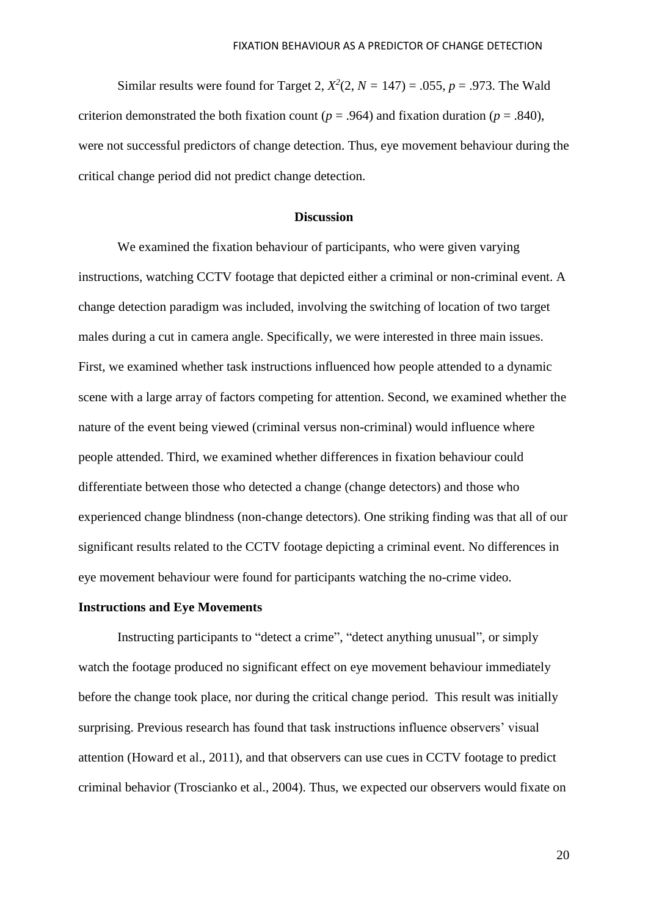Similar results were found for Target 2, $X^2(2, N = 147) = .055$, $p = .973$. The Wald criterion demonstrated the both fixation count ($p = .964$) and fixation duration ($p = .840$), were not successful predictors of change detection. Thus, eye movement behaviour during the critical change period did not predict change detection.

## Discussion

We examined the fixation behaviour of participants, who were given varying instructions, watching CCTV footage that depicted either a criminal or non-criminal event. A change detection paradigm was included, involving the switching of location of two target males during a cut in camera angle. Specifically, we were interested in three main issues. First, we examined whether task instructions influenced how people attended to a dynamic scene with a large array of factors competing for attention. Second, we examined whether the nature of the event being viewed (criminal versus non-criminal) would influence where people attended. Third, we examined whether differences in fixation behaviour could differentiate between those who detected a change (change detectors) and those who experienced change blindness (non-change detectors). One striking finding was that all of our significant results related to the CCTV footage depicting a criminal event. No differences in eye movement behaviour were found for participants watching the no-crime video.

### Instructions and Eye Movements

Instructing participants to "detect a crime", "detect anything unusual", or simply watch the footage produced no significant effect on eye movement behaviour immediately before the change took place, nor during the critical change period. This result was initially surprising. Previous research has found that task instructions influence observers' visual attention (Howard et al., 2011), and that observers can use cues in CCTV footage to predict criminal behavior (Troscianko et al., 2004). Thus, we expected our observers would fixate on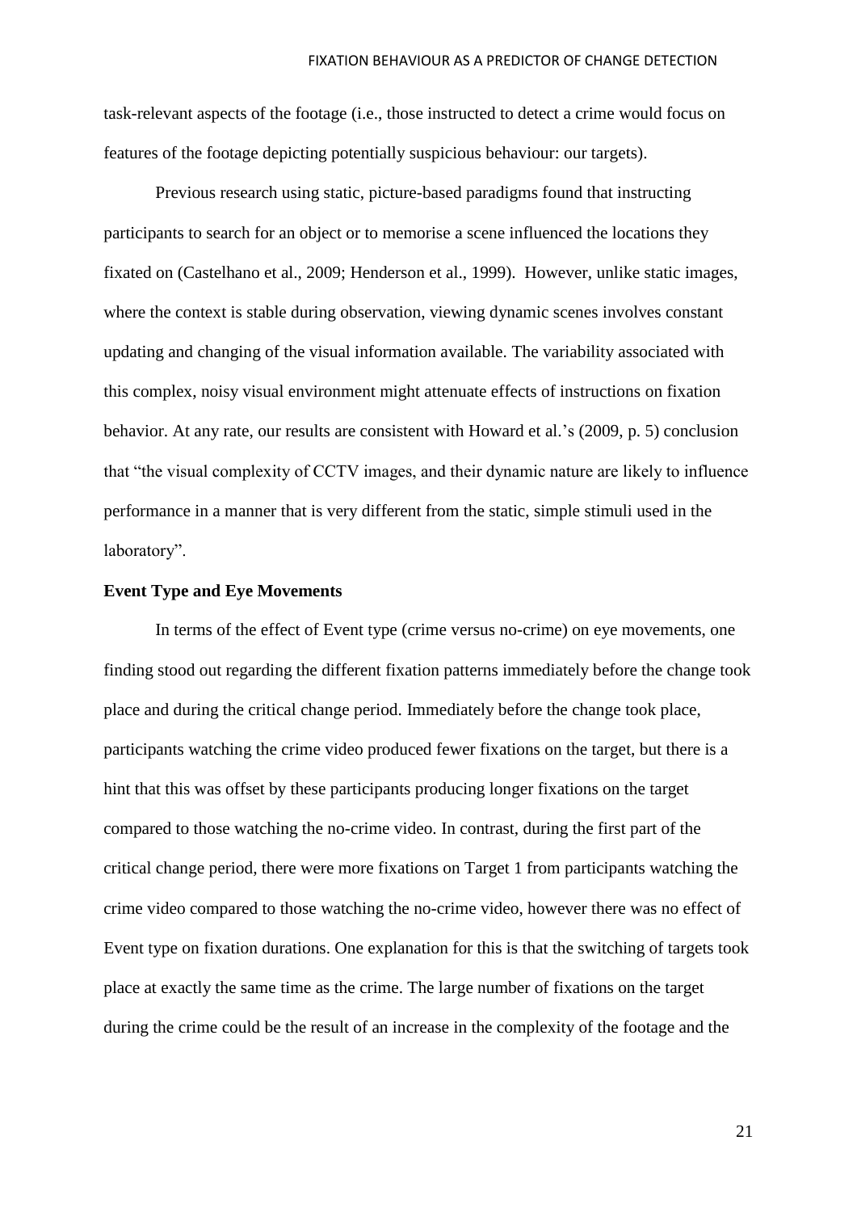task-relevant aspects of the footage (i.e., those instructed to detect a crime would focus on features of the footage depicting potentially suspicious behaviour: our targets).

Previous research using static, picture-based paradigms found that instructing participants to search for an object or to memorise a scene influenced the locations they fixated on (Castelhano et al., 2009; Henderson et al., 1999). However, unlike static images, where the context is stable during observation, viewing dynamic scenes involves constant updating and changing of the visual information available. The variability associated with this complex, noisy visual environment might attenuate effects of instructions on fixation behavior. At any rate, our results are consistent with Howard et al.'s (2009, p. 5) conclusion that "the visual complexity of CCTV images, and their dynamic nature are likely to influence performance in a manner that is very different from the static, simple stimuli used in the laboratory".

**Event Type and Eye Movements**

In terms of the effect of Event type (crime versus no-crime) on eye movements, one finding stood out regarding the different fixation patterns immediately before the change took place and during the critical change period. Immediately before the change took place, participants watching the crime video produced fewer fixations on the target, but there is a hint that this was offset by these participants producing longer fixations on the target compared to those watching the no-crime video. In contrast, during the first part of the critical change period, there were more fixations on Target 1 from participants watching the crime video compared to those watching the no-crime video, however there was no effect of Event type on fixation durations. One explanation for this is that the switching of targets took place at exactly the same time as the crime. The large number of fixations on the target during the crime could be the result of an increase in the complexity of the footage and the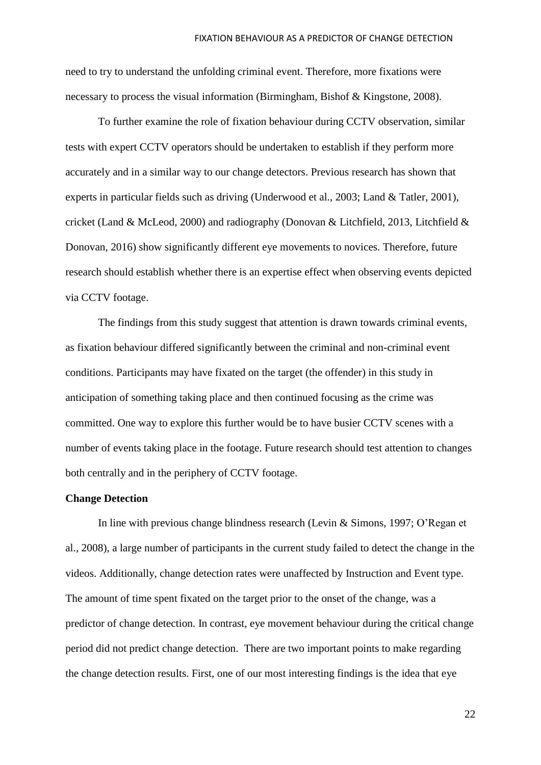need to try to understand the unfolding criminal event. Therefore, more fixations were necessary to process the visual information (Birmingham, Bishof & Kingstone, 2008).

To further examine the role of fixation behaviour during CCTV observation, similar tests with expert CCTV operators should be undertaken to establish if they perform more accurately and in a similar way to our change detectors. Previous research has shown that experts in particular fields such as driving (Underwood et al., 2003; Land & Tatler, 2001), cricket (Land & McLeod, 2000) and radiography (Donovan & Litchfield, 2013, Litchfield & Donovan, 2016) show significantly different eye movements to novices. Therefore, future research should establish whether there is an expertise effect when observing events depicted via CCTV footage.

The findings from this study suggest that attention is drawn towards criminal events, as fixation behaviour differed significantly between the criminal and non-criminal event conditions. Participants may have fixated on the target (the offender) in this study in anticipation of something taking place and then continued focusing as the crime was committed. One way to explore this further would be to have busier CCTV scenes with a number of events taking place in the footage. Future research should test attention to changes both centrally and in the periphery of CCTV footage.

**Change Detection**

In line with previous change blindness research (Levin & Simons, 1997; O'Regan et al., 2008), a large number of participants in the current study failed to detect the change in the videos. Additionally, change detection rates were unaffected by Instruction and Event type. The amount of time spent fixated on the target prior to the onset of the change, was a predictor of change detection. In contrast, eye movement behaviour during the critical change period did not predict change detection. There are two important points to make regarding the change detection results. First, one of our most interesting findings is the idea that eye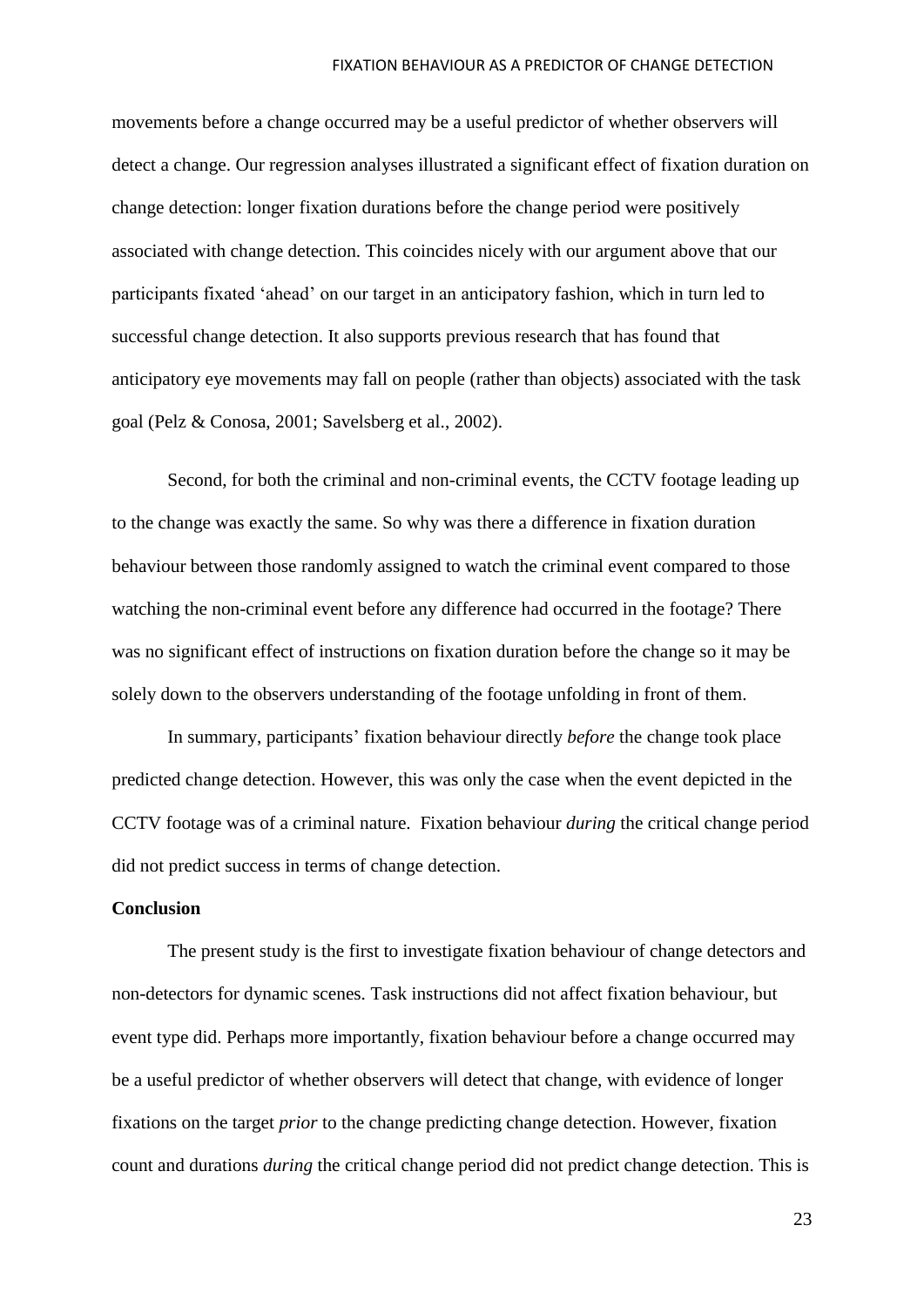movements before a change occurred may be a useful predictor of whether observers will detect a change. Our regression analyses illustrated a significant effect of fixation duration on change detection: longer fixation durations before the change period were positively associated with change detection. This coincides nicely with our argument above that our participants fixated 'ahead' on our target in an anticipatory fashion, which in turn led to successful change detection. It also supports previous research that has found that anticipatory eye movements may fall on people (rather than objects) associated with the task goal (Pelz & Conosa, 2001; Savelsberg et al., 2002).

Second, for both the criminal and non-criminal events, the CCTV footage leading up to the change was exactly the same. So why was there a difference in fixation duration behaviour between those randomly assigned to watch the criminal event compared to those watching the non-criminal event before any difference had occurred in the footage? There was no significant effect of instructions on fixation duration before the change so it may be solely down to the observers understanding of the footage unfolding in front of them.

In summary, participants' fixation behaviour directly *before* the change took place predicted change detection. However, this was only the case when the event depicted in the CCTV footage was of a criminal nature. Fixation behaviour *during* the critical change period did not predict success in terms of change detection.

**Conclusion**

The present study is the first to investigate fixation behaviour of change detectors and non-detectors for dynamic scenes. Task instructions did not affect fixation behaviour, but event type did. Perhaps more importantly, fixation behaviour before a change occurred may be a useful predictor of whether observers will detect that change, with evidence of longer fixations on the target *prior* to the change predicting change detection. However, fixation count and durations *during* the critical change period did not predict change detection. This is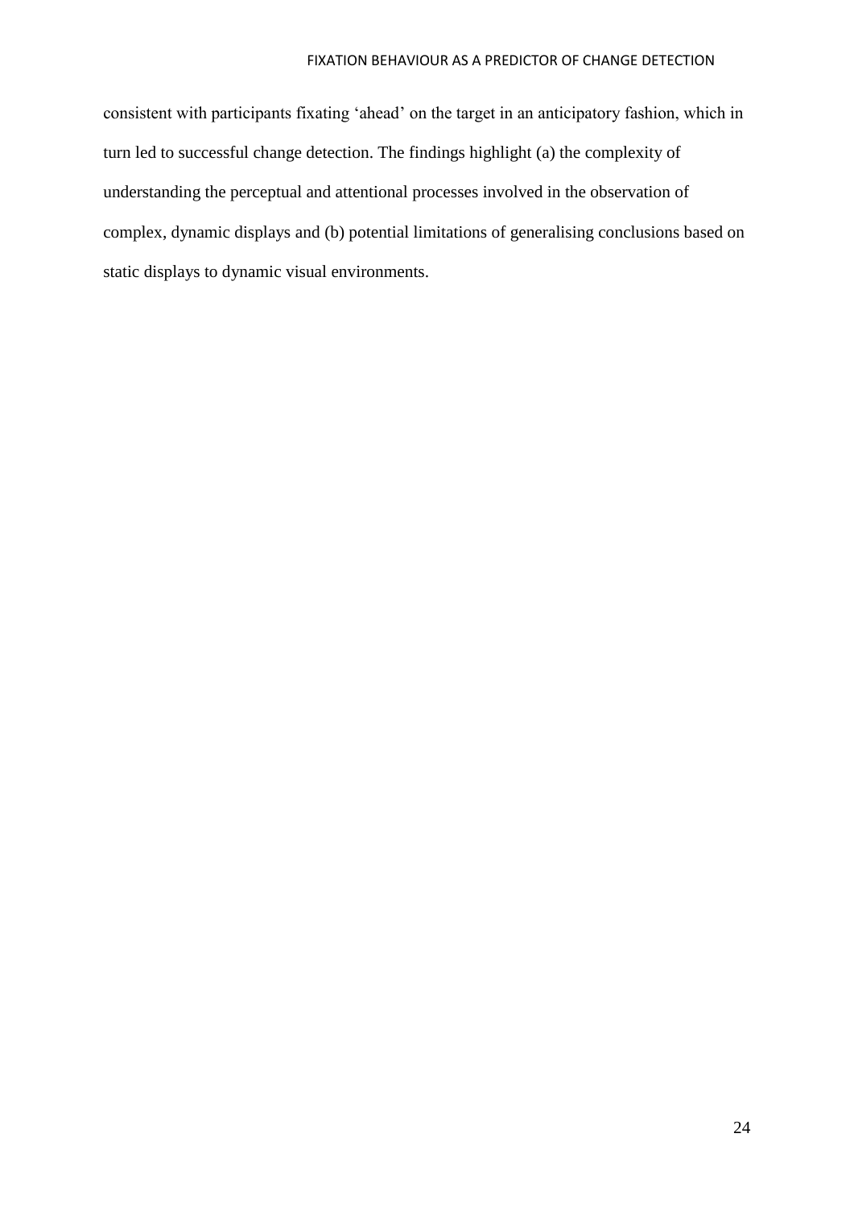consistent with participants fixating 'ahead' on the target in an anticipatory fashion, which in turn led to successful change detection. The findings highlight (a) the complexity of understanding the perceptual and attentional processes involved in the observation of complex, dynamic displays and (b) potential limitations of generalising conclusions based on static displays to dynamic visual environments.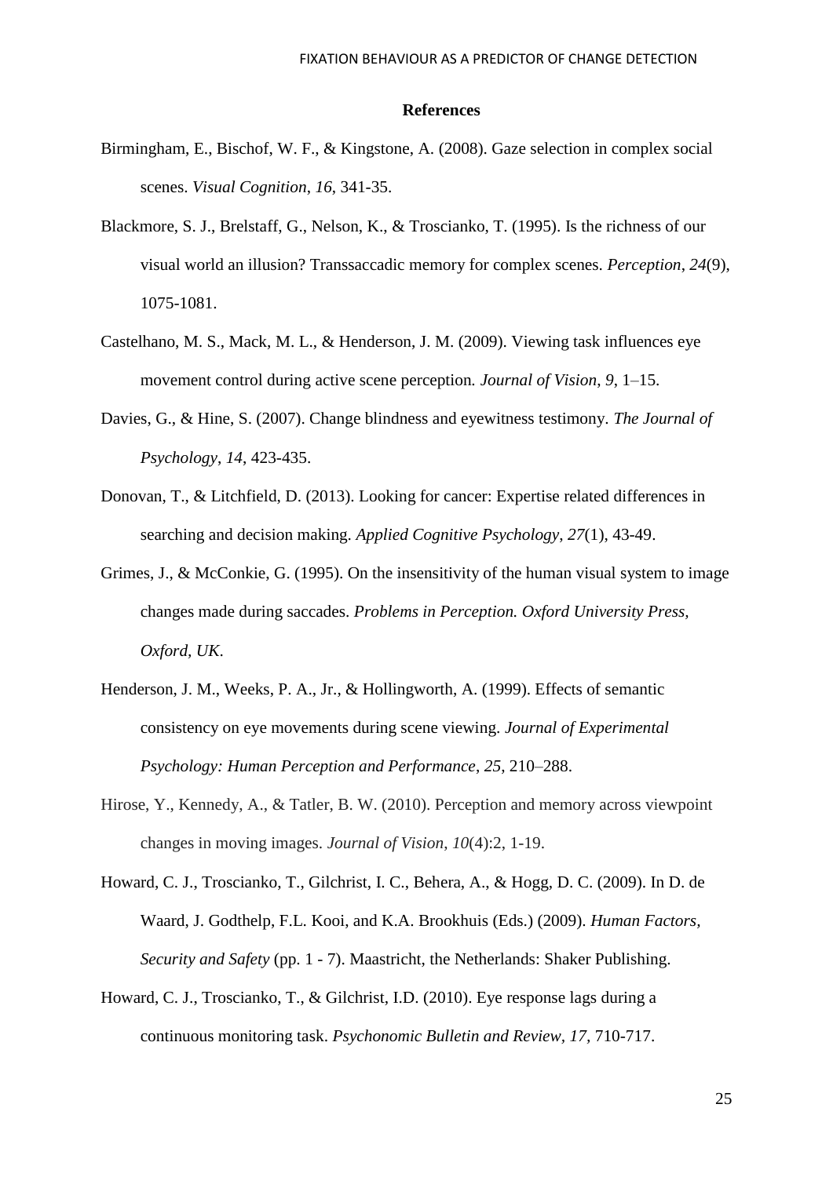**References**

Birmingham, E., Bischof, W. F., & Kingstone, A. (2008). Gaze selection in complex social scenes. *Visual Cognition*, *16*, 341-35.

Blackmore, S. J., Brelstaff, G., Nelson, K., & Troscianko, T. (1995). Is the richness of our visual world an illusion? Transsaccadic memory for complex scenes. *Perception*, *24*(9), 1075-1081.

Castelhano, M. S., Mack, M. L., & Henderson, J. M. (2009). Viewing task influences eye movement control during active scene perception. *Journal of Vision*, *9*, 1–15.

Davies, G., & Hine, S. (2007). Change blindness and eyewitness testimony. *The Journal of Psychology*, *14*, 423-435.

Donovan, T., & Litchfield, D. (2013). Looking for cancer: Expertise related differences in searching and decision making. *Applied Cognitive Psychology*, *27*(1), 43-49.

Grimes, J., & McConkie, G. (1995). On the insensitivity of the human visual system to image changes made during saccades. *Problems in Perception. Oxford University Press, Oxford, UK*.

Henderson, J. M., Weeks, P. A., Jr., & Hollingworth, A. (1999). Effects of semantic consistency on eye movements during scene viewing. *Journal of Experimental Psychology: Human Perception and Performance*, *25*, 210–288.

Hirose, Y., Kennedy, A., & Tatler, B. W. (2010). Perception and memory across viewpoint changes in moving images. *Journal of Vision*, *10*(4):2, 1-19.

Howard, C. J., Troscianko, T., Gilchrist, I. C., Behera, A., & Hogg, D. C. (2009). In D. de Waard, J. Godthelp, F.L. Kooi, and K.A. Brookhuis (Eds.) (2009). *Human Factors, Security and Safety* (pp. 1 - 7). Maastricht, the Netherlands: Shaker Publishing.

Howard, C. J., Troscianko, T., & Gilchrist, I.D. (2010). Eye response lags during a continuous monitoring task. *Psychonomic Bulletin and Review, 17,* 710-717.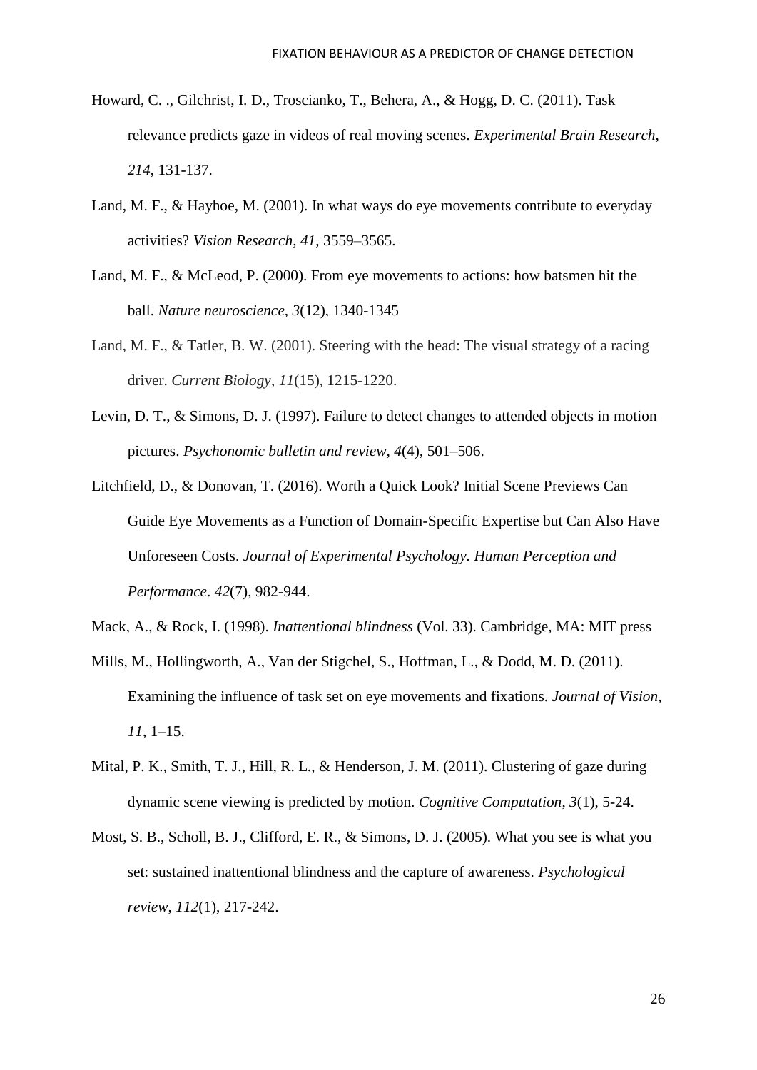Howard, C. ., Gilchrist, I. D., Troscianko, T., Behera, A., & Hogg, D. C. (2011). Task relevance predicts gaze in videos of real moving scenes. *Experimental Brain Research*, *214*, 131-137.

Land, M. F., & Hayhoe, M. (2001). In what ways do eye movements contribute to everyday activities? *Vision Research*, *41*, 3559–3565.

Land, M. F., & McLeod, P. (2000). From eye movements to actions: how batsmen hit the ball. *Nature neuroscience*, *3*(12), 1340-1345

Land, M. F., & Tatler, B. W. (2001). Steering with the head: The visual strategy of a racing driver. *Current Biology*, *11*(15), 1215-1220.

Levin, D. T., & Simons, D. J. (1997). Failure to detect changes to attended objects in motion pictures. *Psychonomic bulletin and review*, *4*(4), 501–506.

Litchfield, D., & Donovan, T. (2016). Worth a Quick Look? Initial Scene Previews Can Guide Eye Movements as a Function of Domain-Specific Expertise but Can Also Have Unforeseen Costs. *Journal of Experimental Psychology. Human Perception and Performance*. *42*(7), 982-944.

Mack, A., & Rock, I. (1998). *Inattentional blindness* (Vol. 33). Cambridge, MA: MIT press

Mills, M., Hollingworth, A., Van der Stigchel, S., Hoffman, L., & Dodd, M. D. (2011). Examining the influence of task set on eye movements and fixations. *Journal of Vision*, *11*, 1–15.

Mital, P. K., Smith, T. J., Hill, R. L., & Henderson, J. M. (2011). Clustering of gaze during dynamic scene viewing is predicted by motion. *Cognitive Computation*, *3*(1), 5-24.

Most, S. B., Scholl, B. J., Clifford, E. R., & Simons, D. J. (2005). What you see is what you set: sustained inattentional blindness and the capture of awareness. *Psychological review*, *112*(1), 217-242.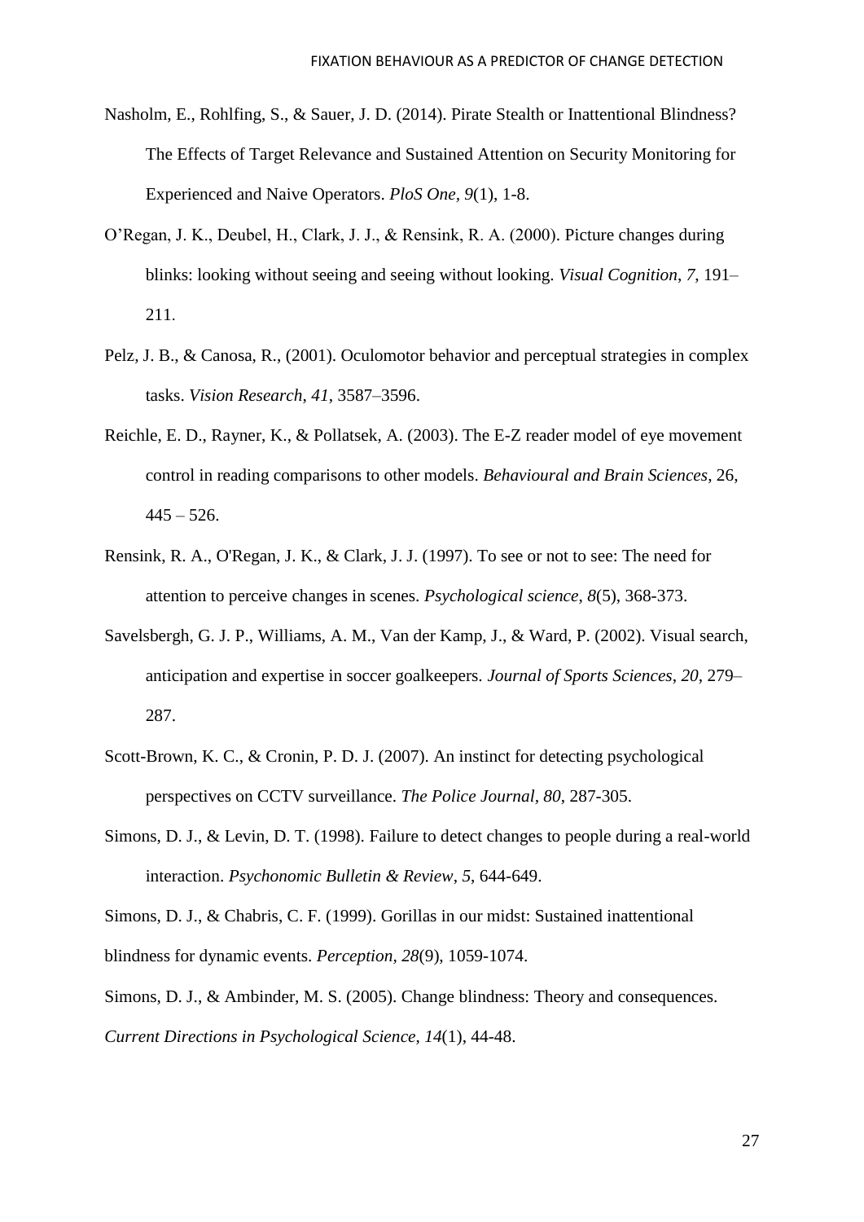Nasholm, E., Rohlfing, S., & Sauer, J. D. (2014). Pirate Stealth or Inattentional Blindness? The Effects of Target Relevance and Sustained Attention on Security Monitoring for Experienced and Naive Operators. *PloS One*, *9*(1), 1-8.

O'Regan, J. K., Deubel, H., Clark, J. J., & Rensink, R. A. (2000). Picture changes during blinks: looking without seeing and seeing without looking. *Visual Cognition*, *7*, 191–211.

Pelz, J. B., & Canosa, R., (2001). Oculomotor behavior and perceptual strategies in complex tasks. *Vision Research*, *41*, 3587–3596.

Reichle, E. D., Rayner, K., & Pollatsek, A. (2003). The E-Z reader model of eye movement control in reading comparisons to other models. *Behavioural and Brain Sciences*, 26, 445 – 526.

Rensink, R. A., O'Regan, J. K., & Clark, J. J. (1997). To see or not to see: The need for attention to perceive changes in scenes. *Psychological science*, *8*(5), 368-373.

Savelsbergh, G. J. P., Williams, A. M., Van der Kamp, J., & Ward, P. (2002). Visual search, anticipation and expertise in soccer goalkeepers. *Journal of Sports Sciences*, *20*, 279–287.

Scott-Brown, K. C., & Cronin, P. D. J. (2007). An instinct for detecting psychological perspectives on CCTV surveillance. *The Police Journal*, *80*, 287-305.

Simons, D. J., & Levin, D. T. (1998). Failure to detect changes to people during a real-world interaction. *Psychonomic Bulletin & Review*, *5*, 644-649.

Simons, D. J., & Chabris, C. F. (1999). Gorillas in our midst: Sustained inattentional blindness for dynamic events. *Perception, 28*(9), 1059-1074.

Simons, D. J., & Ambinder, M. S. (2005). Change blindness: Theory and consequences. *Current Directions in Psychological Science*, *14*(1), 44-48.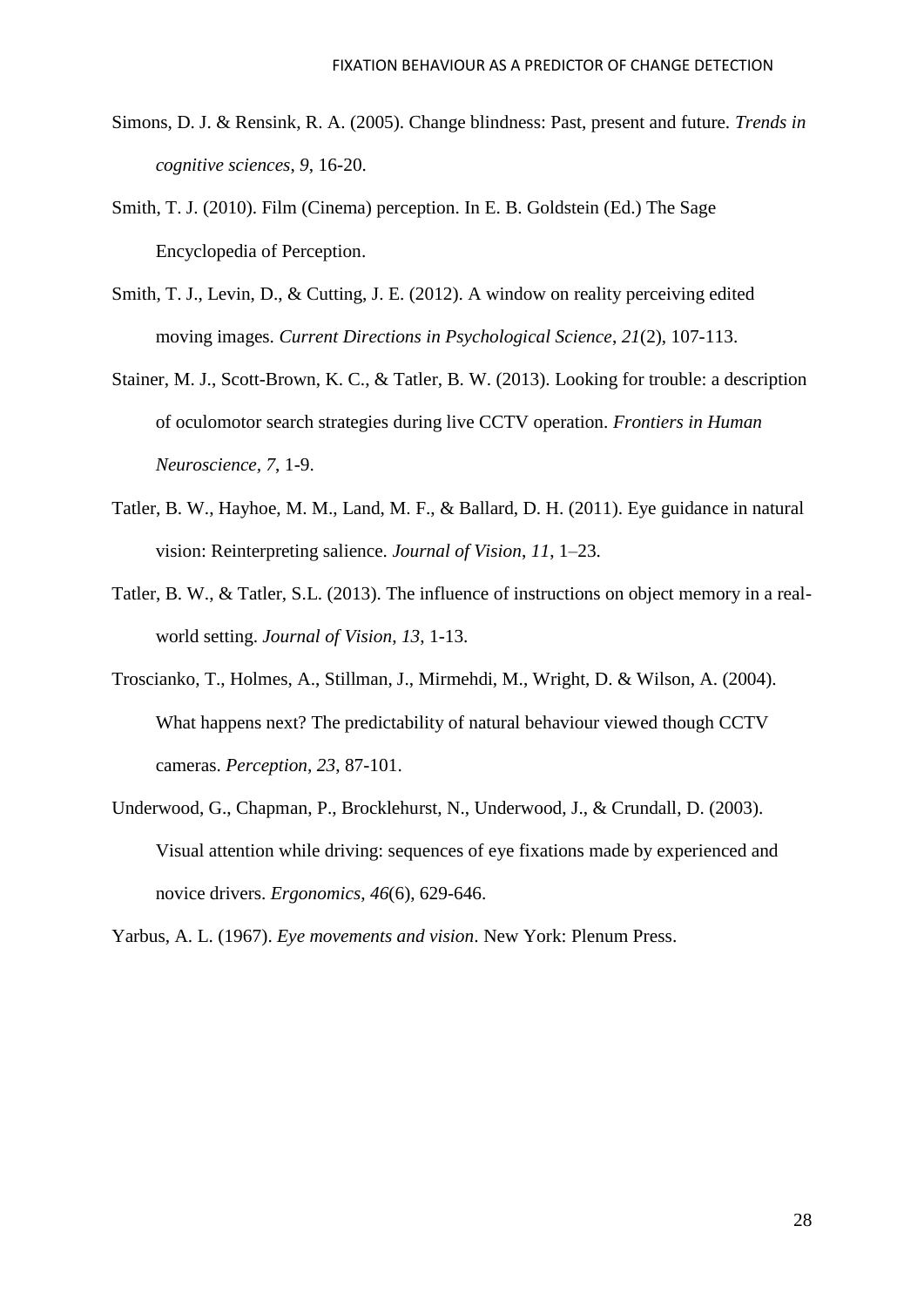Simons, D. J. & Rensink, R. A. (2005). Change blindness: Past, present and future. *Trends in cognitive sciences*, *9*, 16-20.

Smith, T. J. (2010). Film (Cinema) perception. In E. B. Goldstein (Ed.) The Sage Encyclopedia of Perception.

Smith, T. J., Levin, D., & Cutting, J. E. (2012). A window on reality perceiving edited moving images. *Current Directions in Psychological Science*, *21*(2), 107-113.

Stainer, M. J., Scott-Brown, K. C., & Tatler, B. W. (2013). Looking for trouble: a description of oculomotor search strategies during live CCTV operation. *Frontiers in Human Neuroscience*, *7*, 1-9.

Tatler, B. W., Hayhoe, M. M., Land, M. F., & Ballard, D. H. (2011). Eye guidance in natural vision: Reinterpreting salience. *Journal of Vision*, *11*, 1–23.

Tatler, B. W., & Tatler, S.L. (2013). The influence of instructions on object memory in a real-world setting. *Journal of Vision*, *13*, 1-13.

Troscianko, T., Holmes, A., Stillman, J., Mirmehdi, M., Wright, D. & Wilson, A. (2004). What happens next? The predictability of natural behaviour viewed though CCTV cameras. *Perception*, *23*, 87-101.

Underwood, G., Chapman, P., Brocklehurst, N., Underwood, J., & Crundall, D. (2003). Visual attention while driving: sequences of eye fixations made by experienced and novice drivers. *Ergonomics*, *46*(6), 629-646.

Yarbus, A. L. (1967). *Eye movements and vision*. New York: Plenum Press.